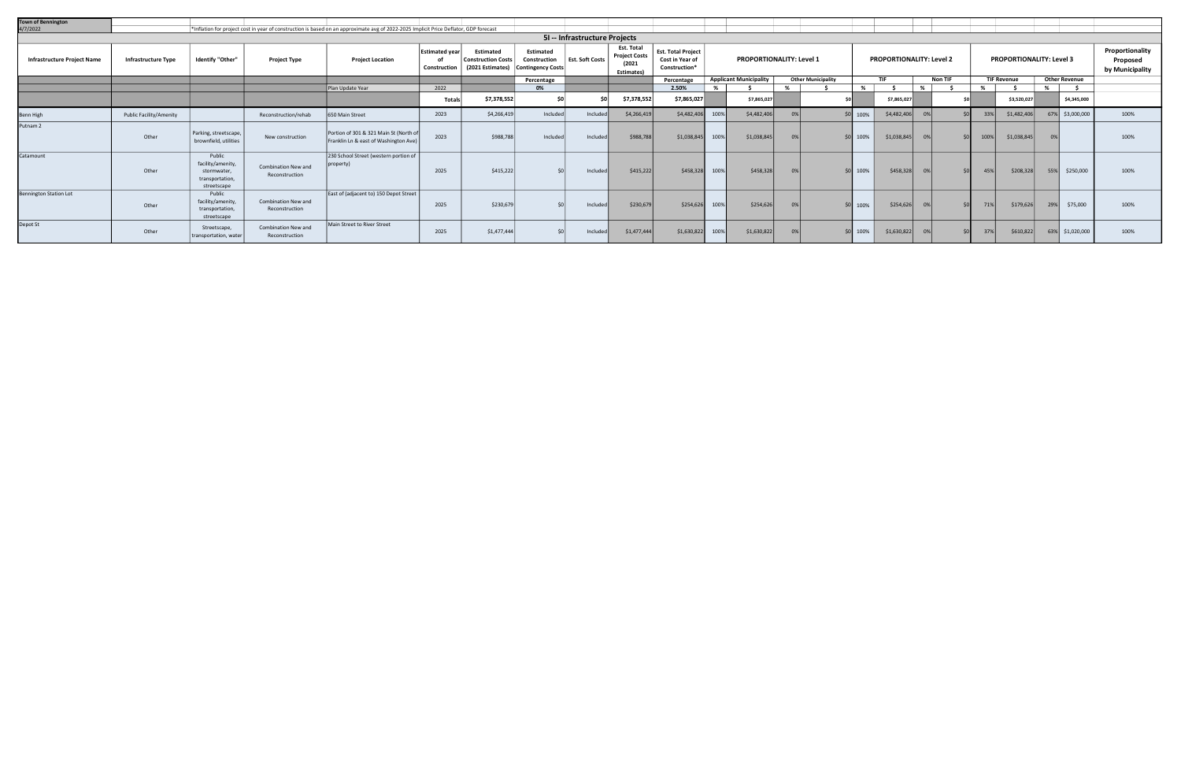Town of Bennington
4/7/2022

*Inflation for project cost in year of construction is based on an approximate avg of 2022-2025 Implicit Price Deflator, GDP forecast

## 5I -- Infrastructure Projects

| Infrastructure Project Name | Infrastructure Type | Identify "Other" | Project Type | Project Location | Estimated year of Construction | Estimated Construction Costs (2021 Estimates) | Estimated Construction Contingency Costs | Est. Soft Costs | Est. Total Project Costs (2021 Estimates) | Est. Total Project Cost in Year of Construction* | PROPORTIONALITY: Level 1 | | | | PROPORTIONALITY: Level 2 | | | | PROPORTIONALITY: Level 3 | | | | Proportionality Proposed by Municipality |
|---|---|---|---|---|---|---|---|---|---|---|---|---|---|---|---|---|---|---|---|---|---|---|---|
| | | | | | | | Percentage | | | Percentage | Applicant Municipality | | Other Municipality | | TIF | | Non TIF | | TIF Revenue | | Other Revenue | | |
| | | | | Plan Update Year | 2022 | | 0% | | | 2.50% | % | $ | % | $ | % | $ | % | $ | % | $ | % | $ | |
| | | | | | Totals | $7,378,552 | $0 | $0 | $7,378,552 | $7,865,027 | | $7,865,027 | | $0 | | $7,865,027 | | $0 | | $3,520,027 | | $4,345,000 | |
| Benn High | Public Facility/Amenity | | Reconstruction/rehab | 650 Main Street | 2023 | $4,266,419 | Included | Included | $4,266,419 | $4,482,406 | 100% | $4,482,406 | 0% | $0 | 100% | $4,482,406 | 0% | $0 | 33% | $1,482,406 | 67% | $3,000,000 | 100% |
| Putnam 2 | Other | Parking, streetscape, brownfield, utilities | New construction | Portion of 301 & 321 Main St (North of Franklin Ln & east of Washington Ave) | 2023 | $988,788 | Included | Included | $988,788 | $1,038,845 | 100% | $1,038,845 | 0% | $0 | 100% | $1,038,845 | 0% | $0 | 100% | $1,038,845 | 0% | | 100% |
| Catamount | Other | Public facility/amenity, stormwater, transportation, streetscape | Combination New and Reconstruction | 230 School Street (western portion of property) | 2025 | $415,222 | $0 | Included | $415,222 | $458,328 | 100% | $458,328 | 0% | $0 | 100% | $458,328 | 0% | $0 | 45% | $208,328 | 55% | $250,000 | 100% |
| Bennington Station Lot | Other | Public facility/amenity, transportation, streetscape | Combination New and Reconstruction | East of (adjacent to) 150 Depot Street | 2025 | $230,679 | $0 | Included | $230,679 | $254,626 | 100% | $254,626 | 0% | $0 | 100% | $254,626 | 0% | $0 | 71% | $179,626 | 29% | $75,000 | 100% |
| Depot St | Other | Streetscape, transportation, water | Combination New and Reconstruction | Main Street to River Street | 2025 | $1,477,444 | $0 | Included | $1,477,444 | $1,630,822 | 100% | $1,630,822 | 0% | $0 | 100% | $1,630,822 | 0% | $0 | 37% | $610,822 | 63% | $1,020,000 | 100% |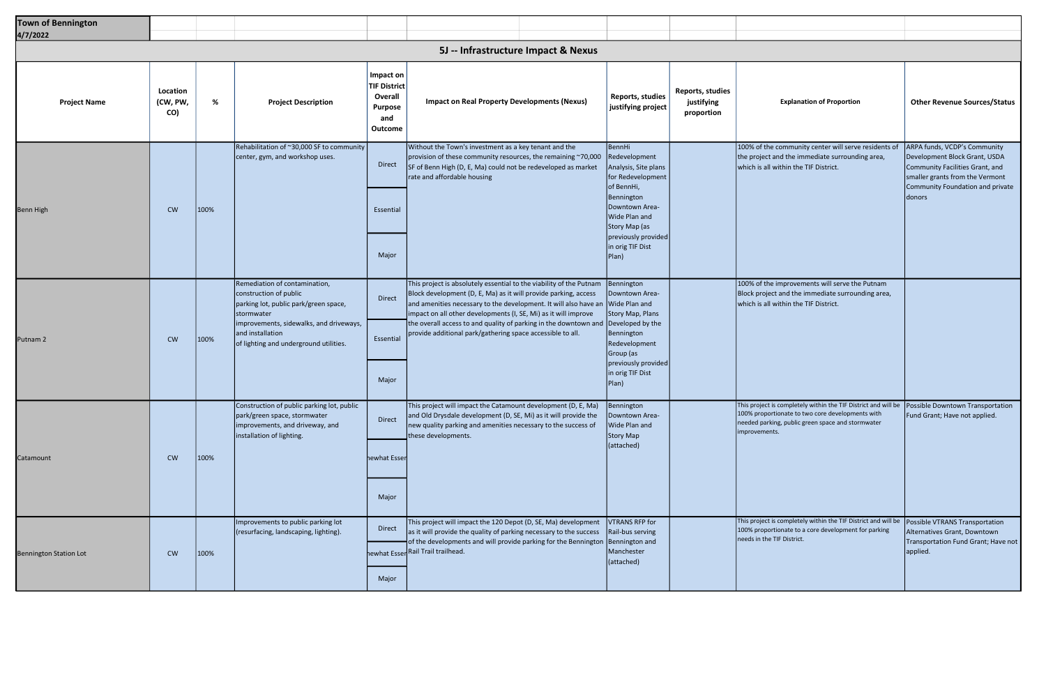**Town of Bennington**
**4/7/2022**

## 5J -- Infrastructure Impact & Nexus

| Project Name | Location (CW, PW, CO) | % | Project Description | Impact on TIF District Overall Purpose and Outcome | Impact on Real Property Developments (Nexus) | Reports, studies justifying project | Reports, studies justifying proportion | Explanation of Proportion | Other Revenue Sources/Status |
|---|---|---|---|---|---|---|---|---|---|
| Benn High | CW | 100% | Rehabilitation of ~30,000 SF to community center, gym, and workshop uses. | Direct<br>Essential<br>Major | Without the Town's investment as a key tenant and the provision of these community resources, the remaining ~70,000 SF of Benn High (D, E, Ma) could not be redeveloped as market rate and affordable housing | BennHi Redevelopment Analysis, Site plans for Redevelopment of BennHi, Bennington Downtown Area-Wide Plan and Story Map (as previously provided in orig TIF Dist Plan) | | 100% of the community center will serve residents of the project and the immediate surrounding area, which is all within the TIF District. | ARPA funds, VCDP's Community Development Block Grant, USDA Community Facilities Grant, and smaller grants from the Vermont Community Foundation and private donors |
| Putnam 2 | CW | 100% | Remediation of contamination, construction of public parking lot, public park/green space, stormwater improvements, sidewalks, and driveways, and installation of lighting and underground utilities. | Direct<br>Essential<br>Major | This project is absolutely essential to the viability of the Putnam Block development (D, E, Ma) as it will provide parking, access and amenities necessary to the development. It will also have an impact on all other developments (I, SE, Mi) as it will improve the overall access to and quality of parking in the downtown and provide additional park/gathering space accessible to all. | Bennington Downtown Area-Wide Plan and Story Map, Plans Developed by the Bennington Redevelopment Group (as previously provided in orig TIF Dist Plan) | | 100% of the improvements will serve the Putnam Block project and the immediate surrounding area, which is all within the TIF District. | |
| Catamount | CW | 100% | Construction of public parking lot, public park/green space, stormwater improvements, and driveway, and installation of lighting. | Direct<br>newhat Esser<br>Major | This project will impact the Catamount development (D, E, Ma) and Old Drysdale development (D, SE, Mi) as it will provide the new quality parking and amenities necessary to the success of these developments. | Bennington Downtown Area-Wide Plan and Story Map (attached) | | This project is completely within the TIF District and will be 100% proportionate to two core developments with needed parking, public green space and stormwater improvements. | Possible Downtown Transportation Fund Grant; Have not applied. |
| Bennington Station Lot | CW | 100% | Improvements to public parking lot (resurfacing, landscaping, lighting). | Direct<br>newhat Esser<br>Major | This project will impact the 120 Depot (D, SE, Ma) development as it will provide the quality of parking necessary to the success of the developments and will provide parking for the Bennington Rail Trail trailhead. | VTRANS RFP for Rail-bus serving Bennington and Manchester (attached) | | This project is completely within the TIF District and will be 100% proportionate to a core development for parking needs in the TIF District. | Possible VTRANS Transportation Alternatives Grant, Downtown Transportation Fund Grant; Have not applied. |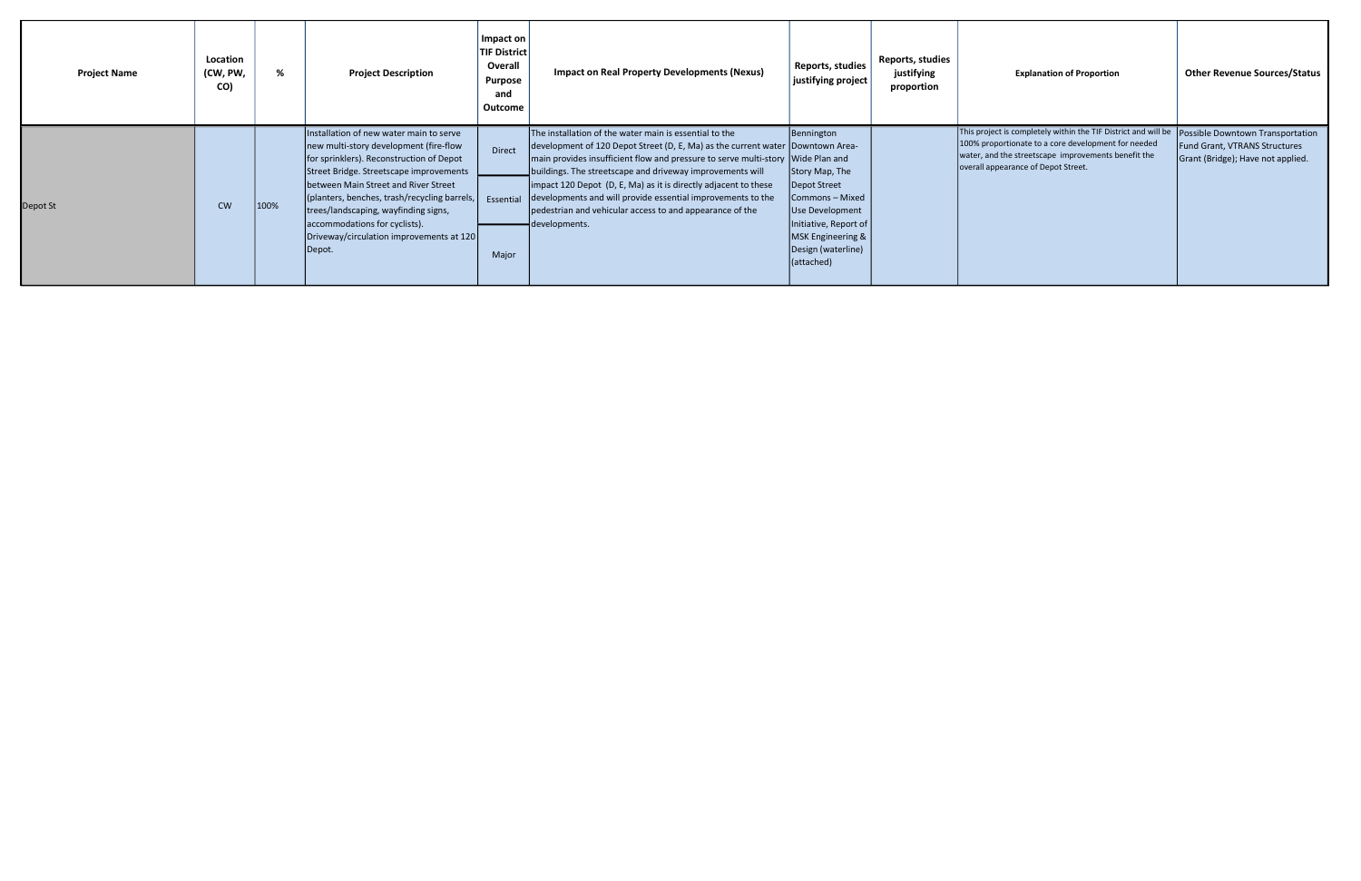| Project Name | Location (CW, PW, CO) | % | Project Description | Impact on TIF District Overall Purpose and Outcome | Impact on Real Property Developments (Nexus) | Reports, studies justifying project | Reports, studies justifying proportion | Explanation of Proportion | Other Revenue Sources/Status |
|---|---|---|---|---|---|---|---|---|---|
| Depot St | CW | 100% | Installation of new water main to serve new multi-story development (fire-flow for sprinklers). Reconstruction of Depot Street Bridge. Streetscape improvements between Main Street and River Street (planters, benches, trash/recycling barrels, trees/landscaping, wayfinding signs, accommodations for cyclists). Driveway/circulation improvements at 120 Depot. | Direct<br>Essential<br>Major | The installation of the water main is essential to the development of 120 Depot Street (D, E, Ma) as the current water main provides insufficient flow and pressure to serve multi-story buildings. The streetscape and driveway improvements will impact 120 Depot (D, E, Ma) as it is directly adjacent to these developments and will provide essential improvements to the pedestrian and vehicular access to and appearance of the developments. | Bennington Downtown Area-Wide Plan and Story Map, The Depot Street Commons – Mixed Use Development Initiative, Report of MSK Engineering & Design (waterline) (attached) | | This project is completely within the TIF District and will be 100% proportionate to a core development for needed water, and the streetscape improvements benefit the overall appearance of Depot Street. | Possible Downtown Transportation Fund Grant, VTRANS Structures Grant (Bridge); Have not applied. |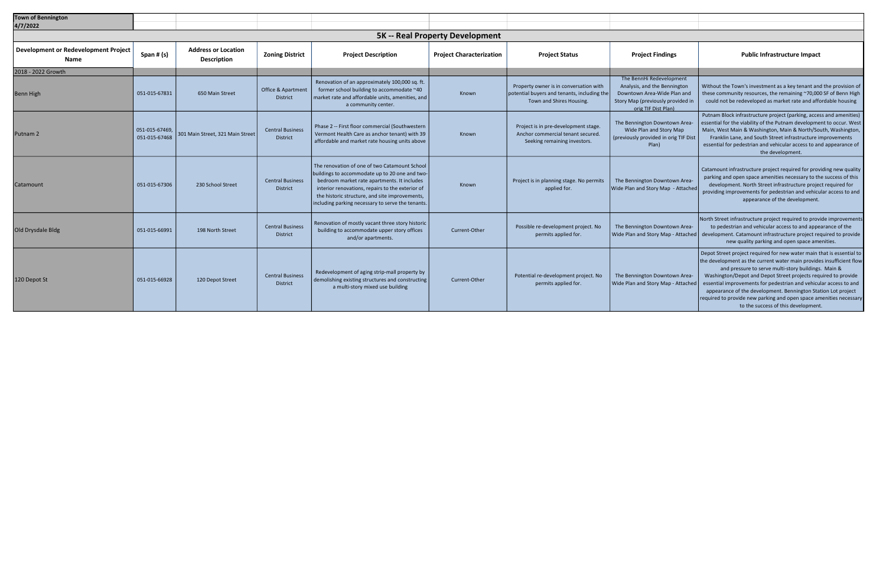Town of Bennington
4/7/2022

## 5K -- Real Property Development

| Development or Redevelopment Project Name | Span # (s) | Address or Location Description | Zoning District | Project Description | Project Characterization | Project Status | Project Findings | Public Infrastructure Impact |
|---|---|---|---|---|---|---|---|---|
| 2018 - 2022 Growth | | | | | | | | |
| Benn High | 051-015-67831 | 650 Main Street | Office & Apartment District | Renovation of an approximately 100,000 sq. ft. former school building to accommodate ~40 market rate and affordable units, amenities, and a community center. | Known | Property owner is in conversation with potential buyers and tenants, including the Town and Shires Housing. | The BennHi Redevelopment Analysis, and the Bennington Downtown Area-Wide Plan and Story Map (previously provided in orig TIF Dist Plan) | Without the Town's investment as a key tenant and the provision of these community resources, the remaining ~70,000 SF of Benn High could not be redeveloped as market rate and affordable housing |
| Putnam 2 | 051-015-67469, 051-015-67468 | 301 Main Street, 321 Main Street | Central Business District | Phase 2 -- First floor commercial (Southwestern Vermont Health Care as anchor tenant) with 39 affordable and market rate housing units above | Known | Project is in pre-development stage. Anchor commercial tenant secured. Seeking remaining investors. | The Bennington Downtown Area-Wide Plan and Story Map (previously provided in orig TIF Dist Plan) | Putnam Block infrastructure project (parking, access and amenities) essential for the viability of the Putnam development to occur. West Main, West Main & Washington, Main & North/South, Washington, Franklin Lane, and South Street infrastructure improvements essential for pedestrian and vehicular access to and appearance of the development. |
| Catamount | 051-015-67306 | 230 School Street | Central Business District | The renovation of one of two Catamount School buildings to accommodate up to 20 one and two-bedroom market rate apartments. It includes interior renovations, repairs to the exterior of the historic structure, and site improvements, including parking necessary to serve the tenants. | Known | Project is in planning stage. No permits applied for. | The Bennington Downtown Area-Wide Plan and Story Map - Attached | Catamount infrastructure project required for providing new quality parking and open space amenities necessary to the success of this development. North Street infrastructure project required for providing improvements for pedestrian and vehicular access to and appearance of the development. |
| Old Drysdale Bldg | 051-015-66991 | 198 North Street | Central Business District | Renovation of mostly vacant three story historic building to accommodate upper story offices and/or apartments. | Current-Other | Possible re-development project. No permits applied for. | The Bennington Downtown Area-Wide Plan and Story Map - Attached | North Street infrastructure project required to provide improvements to pedestrian and vehicular access to and appearance of the development. Catamount infrastructure project required to provide new quality parking and open space amenities. |
| 120 Depot St | 051-015-66928 | 120 Depot Street | Central Business District | Redevelopment of aging strip-mall property by demolishing existing structures and constructing a multi-story mixed use building | Current-Other | Potential re-development project. No permits applied for. | The Bennington Downtown Area-Wide Plan and Story Map - Attached | Depot Street project required for new water main that is essential to the development as the current water main provides insufficient flow and pressure to serve multi-story buildings. Main & Washington/Depot and Depot Street projects required to provide essential improvements for pedestrian and vehicular access to and appearance of the development. Bennington Station Lot project required to provide new parking and open space amenities necessary to the success of this development. |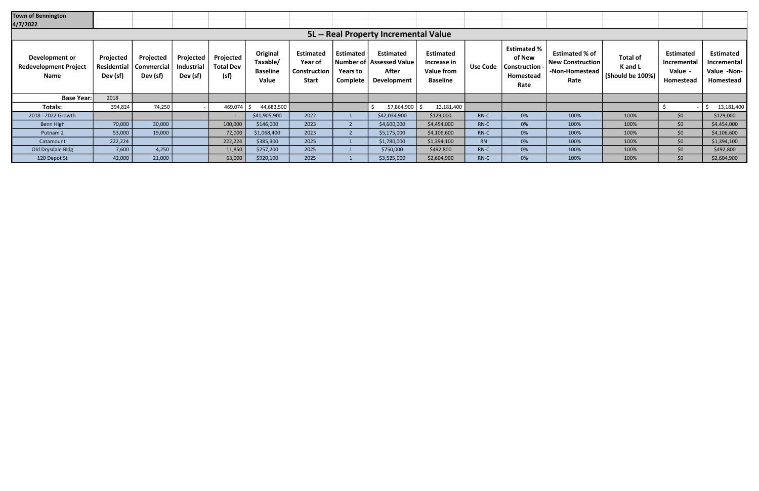Town of Bennington
4/7/2022

## 5L -- Real Property Incremental Value

| Development or Redevelopment Project Name | Projected Residential Dev (sf) | Projected Commercial Dev (sf) | Projected Industrial Dev (sf) | Projected Total Dev (sf) | Original Taxable/ Baseline Value | Estimated Year of Construction Start | Estimated Number of Years to Complete | Estimated Assessed Value After Development | Estimated Increase in Value from Baseline | Use Code | Estimated % of New Construction - Homestead Rate | Estimated % of New Construction -Non-Homestead Rate | Total of K and L (Should be 100%) | Estimated Incremental Value - Homestead | Estimated Incremental Value -Non-Homestead |
|---|---|---|---|---|---|---|---|---|---|---|---|---|---|---|---|
| **Base Year:** | 2018 | | | | | | | | | | | | | | |
| **Totals:** | 394,824 | 74,250 | - | 469,074 | $ 44,683,500 | | | $ 57,864,900 | $ 13,181,400 | | | | | $ - | $ 13,181,400 |
| 2018 - 2022 Growth | | | | - | $41,905,900 | 2022 | 1 | $42,034,900 | $129,000 | RN-C | 0% | 100% | 100% | $0 | $129,000 |
| Benn High | 70,000 | 30,000 | | 100,000 | $146,000 | 2023 | 2 | $4,600,000 | $4,454,000 | RN-C | 0% | 100% | 100% | $0 | $4,454,000 |
| Putnam 2 | 53,000 | 19,000 | | 72,000 | $1,068,400 | 2023 | 2 | $5,175,000 | $4,106,600 | RN-C | 0% | 100% | 100% | $0 | $4,106,600 |
| Catamount | 222,224 | | | 222,224 | $385,900 | 2025 | 1 | $1,780,000 | $1,394,100 | RN | 0% | 100% | 100% | $0 | $1,394,100 |
| Old Drysdale Bldg | 7,600 | 4,250 | | 11,850 | $257,200 | 2025 | 1 | $750,000 | $492,800 | RN-C | 0% | 100% | 100% | $0 | $492,800 |
| 120 Depot St | 42,000 | 21,000 | | 63,000 | $920,100 | 2025 | 1 | $3,525,000 | $2,604,900 | RN-C | 0% | 100% | 100% | $0 | $2,604,900 |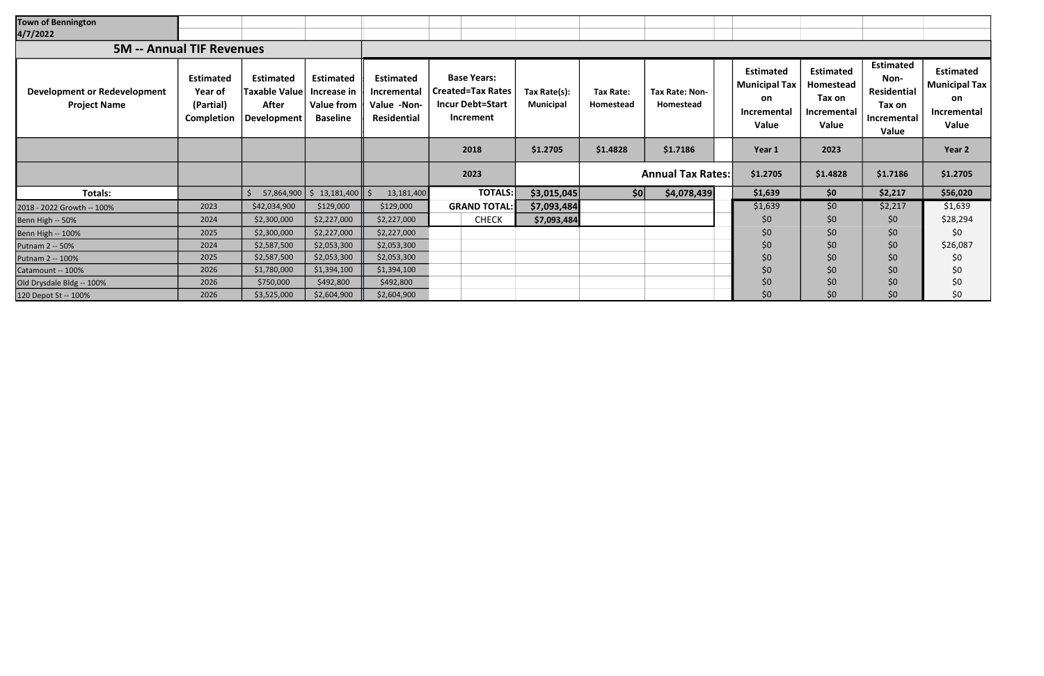Town of Bennington
4/7/2022

## 5M -- Annual TIF Revenues

| Development or Redevelopment Project Name | Estimated Year of (Partial) Completion | Estimated Taxable Value After Development | Estimated Increase in Value from Baseline | Estimated Incremental Value -Non-Residential | Base Years: Created=Tax Rates Incur Debt=Start Increment | Tax Rate(s): Municipal | Tax Rate: Homestead | Tax Rate: Non-Homestead | Estimated Municipal Tax on Incremental Value | Estimated Homestead Tax on Incremental Value | Estimated Non-Residential Tax on Incremental Value | Estimated Municipal Tax on Incremental Value |
|---|---|---|---|---|---|---|---|---|---|---|---|---|
| | | | | | 2018 | $1.2705 | $1.4828 | $1.7186 | Year 1 | 2023 | | Year 2 |
| | | | | | 2023 | | | Annual Tax Rates: | $1.2705 | $1.4828 | $1.7186 | $1.2705 |
| **Totals:** | | $ 57,864,900 | $ 13,181,400 | $ 13,181,400 | **TOTALS:** | **$3,015,045** | **$0** | **$4,078,439** | **$1,639** | **$0** | **$2,217** | **$56,020** |
| 2018 - 2022 Growth -- 100% | 2023 | $42,034,900 | $129,000 | $129,000 | **GRAND TOTAL:** | **$7,093,484** | | | $1,639 | $0 | $2,217 | $1,639 |
| Benn High -- 50% | 2024 | $2,300,000 | $2,227,000 | $2,227,000 | CHECK | **$7,093,484** | | | $0 | $0 | $0 | $28,294 |
| Benn High -- 100% | 2025 | $2,300,000 | $2,227,000 | $2,227,000 | | | | | $0 | $0 | $0 | $0 |
| Putnam 2 -- 50% | 2024 | $2,587,500 | $2,053,300 | $2,053,300 | | | | | $0 | $0 | $0 | $26,087 |
| Putnam 2 -- 100% | 2025 | $2,587,500 | $2,053,300 | $2,053,300 | | | | | $0 | $0 | $0 | $0 |
| Catamount -- 100% | 2026 | $1,780,000 | $1,394,100 | $1,394,100 | | | | | $0 | $0 | $0 | $0 |
| Old Drysdale Bldg -- 100% | 2026 | $750,000 | $492,800 | $492,800 | | | | | $0 | $0 | $0 | $0 |
| 120 Depot St -- 100% | 2026 | $3,525,000 | $2,604,900 | $2,604,900 | | | | | $0 | $0 | $0 | $0 |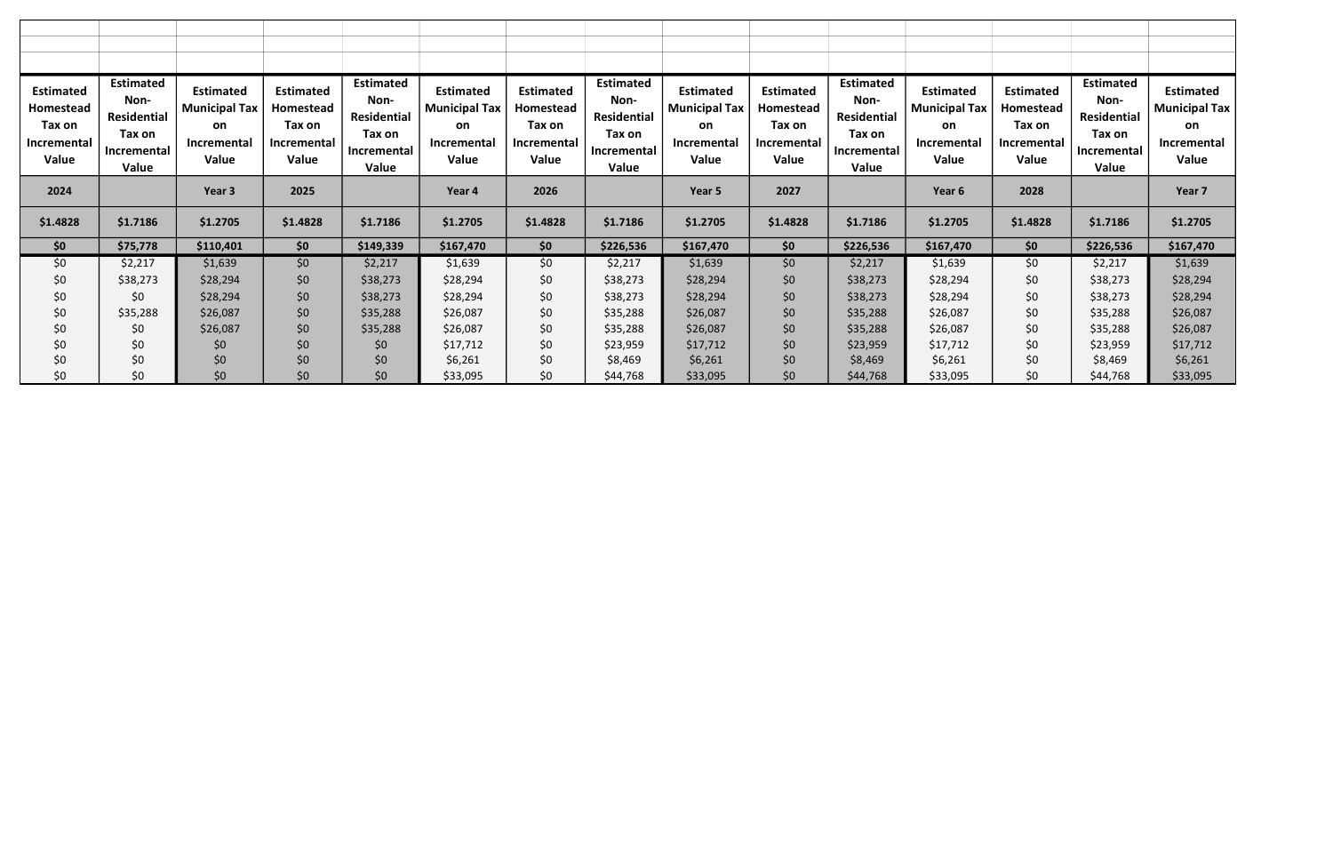| Estimated Homestead Tax on Incremental Value | Estimated Non-Residential Tax on Incremental Value | Estimated Municipal Tax on Incremental Value | Estimated Homestead Tax on Incremental Value | Estimated Non-Residential Tax on Incremental Value | Estimated Municipal Tax on Incremental Value | Estimated Homestead Tax on Incremental Value | Estimated Non-Residential Tax on Incremental Value | Estimated Municipal Tax on Incremental Value | Estimated Homestead Tax on Incremental Value | Estimated Non-Residential Tax on Incremental Value | Estimated Municipal Tax on Incremental Value | Estimated Homestead Tax on Incremental Value | Estimated Non-Residential Tax on Incremental Value | Estimated Municipal Tax on Incremental Value |
|---|---|---|---|---|---|---|---|---|---|---|---|---|---|---|
| **2024** | | **Year 3** | **2025** | | **Year 4** | **2026** | | **Year 5** | **2027** | | **Year 6** | **2028** | | **Year 7** |
| **$1.4828** | **$1.7186** | **$1.2705** | **$1.4828** | **$1.7186** | **$1.2705** | **$1.4828** | **$1.7186** | **$1.2705** | **$1.4828** | **$1.7186** | **$1.2705** | **$1.4828** | **$1.7186** | **$1.2705** |
| **$0** | **$75,778** | **$110,401** | **$0** | **$149,339** | **$167,470** | **$0** | **$226,536** | **$167,470** | **$0** | **$226,536** | **$167,470** | **$0** | **$226,536** | **$167,470** |
| $0 | $2,217 | $1,639 | $0 | $2,217 | $1,639 | $0 | $2,217 | $1,639 | $0 | $2,217 | $1,639 | $0 | $2,217 | $1,639 |
| $0 | $38,273 | $28,294 | $0 | $38,273 | $28,294 | $0 | $38,273 | $28,294 | $0 | $38,273 | $28,294 | $0 | $38,273 | $28,294 |
| $0 | $0 | $28,294 | $0 | $38,273 | $28,294 | $0 | $38,273 | $28,294 | $0 | $38,273 | $28,294 | $0 | $38,273 | $28,294 |
| $0 | $35,288 | $26,087 | $0 | $35,288 | $26,087 | $0 | $35,288 | $26,087 | $0 | $35,288 | $26,087 | $0 | $35,288 | $26,087 |
| $0 | $0 | $26,087 | $0 | $35,288 | $26,087 | $0 | $35,288 | $26,087 | $0 | $35,288 | $26,087 | $0 | $35,288 | $26,087 |
| $0 | $0 | $0 | $0 | $0 | $17,712 | $0 | $23,959 | $17,712 | $0 | $23,959 | $17,712 | $0 | $23,959 | $17,712 |
| $0 | $0 | $0 | $0 | $0 | $6,261 | $0 | $8,469 | $6,261 | $0 | $8,469 | $6,261 | $0 | $8,469 | $6,261 |
| $0 | $0 | $0 | $0 | $0 | $33,095 | $0 | $44,768 | $33,095 | $0 | $44,768 | $33,095 | $0 | $44,768 | $33,095 |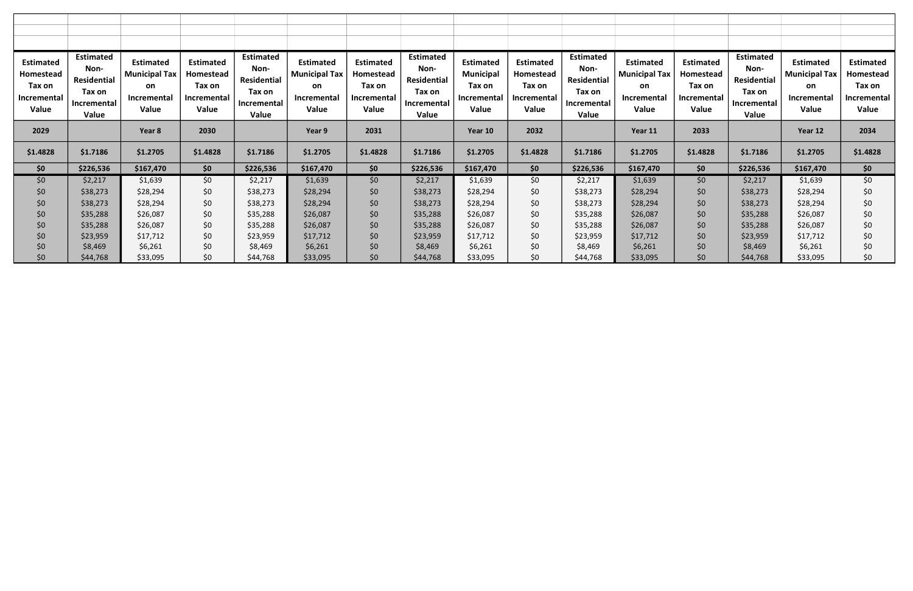| Estimated Homestead Tax on Incremental Value | Estimated Non-Residential Tax on Incremental Value | Estimated Municipal Tax on Incremental Value | Estimated Homestead Tax on Incremental Value | Estimated Non-Residential Tax on Incremental Value | Estimated Municipal Tax on Incremental Value | Estimated Homestead Tax on Incremental Value | Estimated Non-Residential Tax on Incremental Value | Estimated Municipal Tax on Incremental Value | Estimated Homestead Tax on Incremental Value | Estimated Non-Residential Tax on Incremental Value | Estimated Municipal Tax on Incremental Value | Estimated Homestead Tax on Incremental Value | Estimated Non-Residential Tax on Incremental Value | Estimated Municipal Tax on Incremental Value | Estimated Homestead Tax on Incremental Value |
|---|---|---|---|---|---|---|---|---|---|---|---|---|---|---|---|
| 2029 | | Year 8 | 2030 | | Year 9 | 2031 | | Year 10 | 2032 | | Year 11 | 2033 | | Year 12 | 2034 |
| $1.4828 | $1.7186 | $1.2705 | $1.4828 | $1.7186 | $1.2705 | $1.4828 | $1.7186 | $1.2705 | $1.4828 | $1.7186 | $1.2705 | $1.4828 | $1.7186 | $1.2705 | $1.4828 |
| $0 | $226,536 | $167,470 | $0 | $226,536 | $167,470 | $0 | $226,536 | $167,470 | $0 | $226,536 | $167,470 | $0 | $226,536 | $167,470 | $0 |
| $0 | $2,217 | $1,639 | $0 | $2,217 | $1,639 | $0 | $2,217 | $1,639 | $0 | $2,217 | $1,639 | $0 | $2,217 | $1,639 | $0 |
| $0 | $38,273 | $28,294 | $0 | $38,273 | $28,294 | $0 | $38,273 | $28,294 | $0 | $38,273 | $28,294 | $0 | $38,273 | $28,294 | $0 |
| $0 | $38,273 | $28,294 | $0 | $38,273 | $28,294 | $0 | $38,273 | $28,294 | $0 | $38,273 | $28,294 | $0 | $38,273 | $28,294 | $0 |
| $0 | $35,288 | $26,087 | $0 | $35,288 | $26,087 | $0 | $35,288 | $26,087 | $0 | $35,288 | $26,087 | $0 | $35,288 | $26,087 | $0 |
| $0 | $35,288 | $26,087 | $0 | $35,288 | $26,087 | $0 | $35,288 | $26,087 | $0 | $35,288 | $26,087 | $0 | $35,288 | $26,087 | $0 |
| $0 | $23,959 | $17,712 | $0 | $23,959 | $17,712 | $0 | $23,959 | $17,712 | $0 | $23,959 | $17,712 | $0 | $23,959 | $17,712 | $0 |
| $0 | $8,469 | $6,261 | $0 | $8,469 | $6,261 | $0 | $8,469 | $6,261 | $0 | $8,469 | $6,261 | $0 | $8,469 | $6,261 | $0 |
| $0 | $44,768 | $33,095 | $0 | $44,768 | $33,095 | $0 | $44,768 | $33,095 | $0 | $44,768 | $33,095 | $0 | $44,768 | $33,095 | $0 |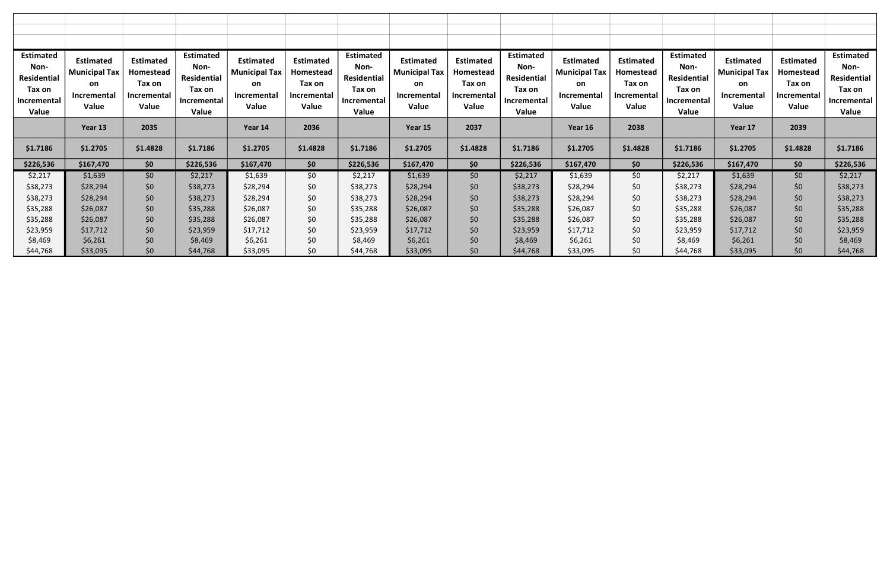| | | | | | | | | | | | | | | | |
|---|---|---|---|---|---|---|---|---|---|---|---|---|---|---|---|
| **Estimated Non-Residential Tax on Incremental Value** | **Estimated Municipal Tax on Incremental Value** | **Estimated Homestead Tax on Incremental Value** | **Estimated Non-Residential Tax on Incremental Value** | **Estimated Municipal Tax on Incremental Value** | **Estimated Homestead Tax on Incremental Value** | **Estimated Non-Residential Tax on Incremental Value** | **Estimated Municipal Tax on Incremental Value** | **Estimated Homestead Tax on Incremental Value** | **Estimated Non-Residential Tax on Incremental Value** | **Estimated Municipal Tax on Incremental Value** | **Estimated Homestead Tax on Incremental Value** | **Estimated Non-Residential Tax on Incremental Value** | **Estimated Municipal Tax on Incremental Value** | **Estimated Homestead Tax on Incremental Value** | **Estimated Non-Residential Tax on Incremental Value** |
| | **Year 13** | **2035** | | **Year 14** | **2036** | | **Year 15** | **2037** | | **Year 16** | **2038** | | **Year 17** | **2039** | |
| **$1.7186** | **$1.2705** | **$1.4828** | **$1.7186** | **$1.2705** | **$1.4828** | **$1.7186** | **$1.2705** | **$1.4828** | **$1.7186** | **$1.2705** | **$1.4828** | **$1.7186** | **$1.2705** | **$1.4828** | **$1.7186** |
| **$226,536** | **$167,470** | **$0** | **$226,536** | **$167,470** | **$0** | **$226,536** | **$167,470** | **$0** | **$226,536** | **$167,470** | **$0** | **$226,536** | **$167,470** | **$0** | **$226,536** |
| $2,217 | $1,639 | $0 | $2,217 | $1,639 | $0 | $2,217 | $1,639 | $0 | $2,217 | $1,639 | $0 | $2,217 | $1,639 | $0 | $2,217 |
| $38,273 | $28,294 | $0 | $38,273 | $28,294 | $0 | $38,273 | $28,294 | $0 | $38,273 | $28,294 | $0 | $38,273 | $28,294 | $0 | $38,273 |
| $38,273 | $28,294 | $0 | $38,273 | $28,294 | $0 | $38,273 | $28,294 | $0 | $38,273 | $28,294 | $0 | $38,273 | $28,294 | $0 | $38,273 |
| $35,288 | $26,087 | $0 | $35,288 | $26,087 | $0 | $35,288 | $26,087 | $0 | $35,288 | $26,087 | $0 | $35,288 | $26,087 | $0 | $35,288 |
| $35,288 | $26,087 | $0 | $35,288 | $26,087 | $0 | $35,288 | $26,087 | $0 | $35,288 | $26,087 | $0 | $35,288 | $26,087 | $0 | $35,288 |
| $23,959 | $17,712 | $0 | $23,959 | $17,712 | $0 | $23,959 | $17,712 | $0 | $23,959 | $17,712 | $0 | $23,959 | $17,712 | $0 | $23,959 |
| $8,469 | $6,261 | $0 | $8,469 | $6,261 | $0 | $8,469 | $6,261 | $0 | $8,469 | $6,261 | $0 | $8,469 | $6,261 | $0 | $8,469 |
| $44,768 | $33,095 | $0 | $44,768 | $33,095 | $0 | $44,768 | $33,095 | $0 | $44,768 | $33,095 | $0 | $44,768 | $33,095 | $0 | $44,768 |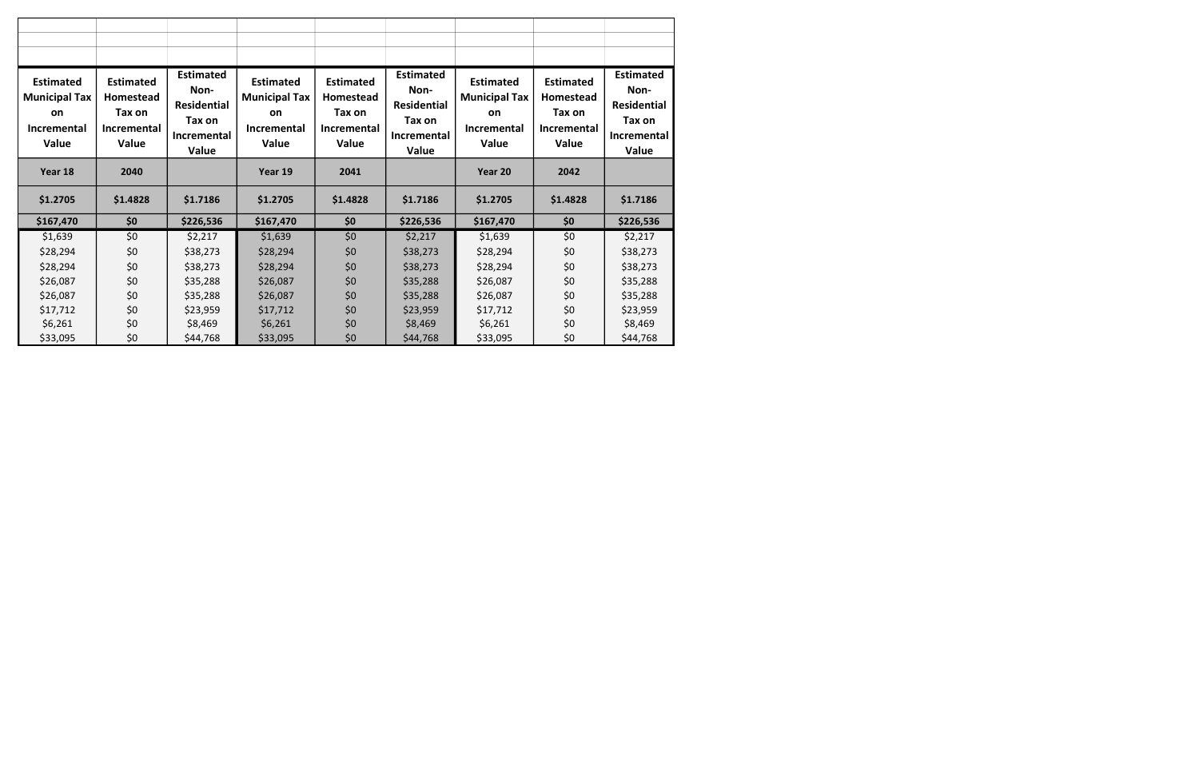| Estimated Municipal Tax on Incremental Value | Estimated Homestead Tax on Incremental Value | Estimated Non-Residential Tax on Incremental Value | Estimated Municipal Tax on Incremental Value | Estimated Homestead Tax on Incremental Value | Estimated Non-Residential Tax on Incremental Value | Estimated Municipal Tax on Incremental Value | Estimated Homestead Tax on Incremental Value | Estimated Non-Residential Tax on Incremental Value |
|---|---|---|---|---|---|---|---|---|
| **Year 18** | **2040** | | **Year 19** | **2041** | | **Year 20** | **2042** | |
| **$1.2705** | **$1.4828** | **$1.7186** | **$1.2705** | **$1.4828** | **$1.7186** | **$1.2705** | **$1.4828** | **$1.7186** |
| **$167,470** | **$0** | **$226,536** | **$167,470** | **$0** | **$226,536** | **$167,470** | **$0** | **$226,536** |
| $1,639 | $0 | $2,217 | $1,639 | $0 | $2,217 | $1,639 | $0 | $2,217 |
| $28,294 | $0 | $38,273 | $28,294 | $0 | $38,273 | $28,294 | $0 | $38,273 |
| $28,294 | $0 | $38,273 | $28,294 | $0 | $38,273 | $28,294 | $0 | $38,273 |
| $26,087 | $0 | $35,288 | $26,087 | $0 | $35,288 | $26,087 | $0 | $35,288 |
| $26,087 | $0 | $35,288 | $26,087 | $0 | $35,288 | $26,087 | $0 | $35,288 |
| $17,712 | $0 | $23,959 | $17,712 | $0 | $23,959 | $17,712 | $0 | $23,959 |
| $6,261 | $0 | $8,469 | $6,261 | $0 | $8,469 | $6,261 | $0 | $8,469 |
| $33,095 | $0 | $44,768 | $33,095 | $0 | $44,768 | $33,095 | $0 | $44,768 |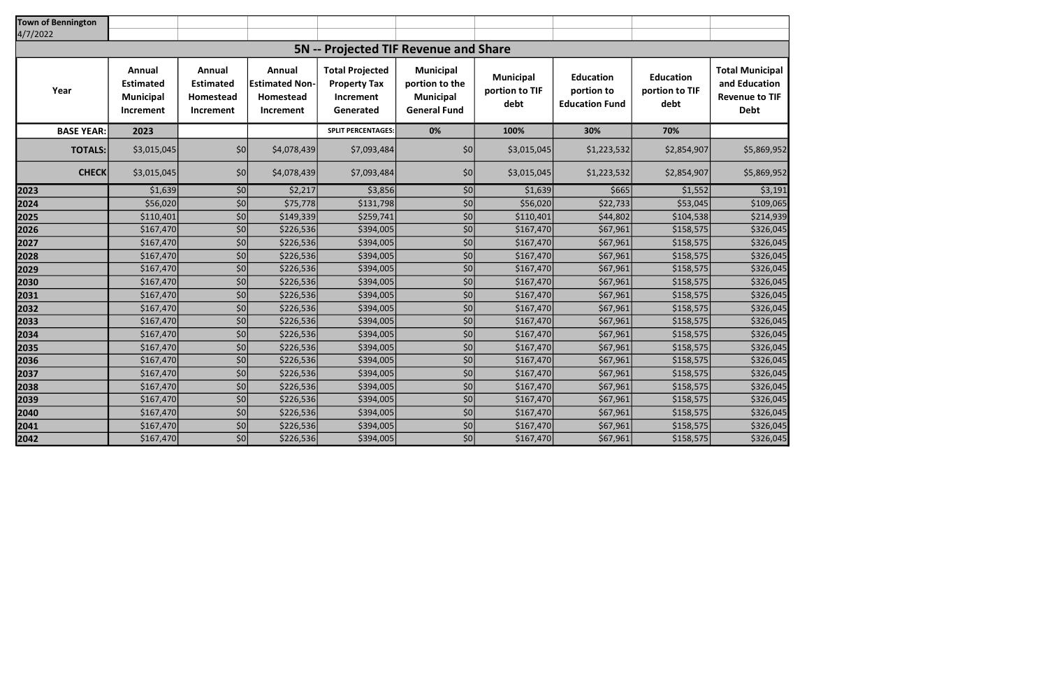Town of Bennington
4/7/2022

## 5N -- Projected TIF Revenue and Share

| Year | Annual Estimated Municipal Increment | Annual Estimated Homestead Increment | Annual Estimated Non-Homestead Increment | Total Projected Property Tax Increment Generated | Municipal portion to the Municipal General Fund | Municipal portion to TIF debt | Education portion to Education Fund | Education portion to TIF debt | Total Municipal and Education Revenue to TIF Debt |
|---|---|---|---|---|---|---|---|---|---|
| **BASE YEAR:** | **2023** | | | **SPLIT PERCENTAGES:** | **0%** | **100%** | **30%** | **70%** | |
| **TOTALS:** | $3,015,045 | $0 | $4,078,439 | $7,093,484 | $0 | $3,015,045 | $1,223,532 | $2,854,907 | $5,869,952 |
| **CHECK** | $3,015,045 | $0 | $4,078,439 | $7,093,484 | $0 | $3,015,045 | $1,223,532 | $2,854,907 | $5,869,952 |
| 2023 | $1,639 | $0 | $2,217 | $3,856 | $0 | $1,639 | $665 | $1,552 | $3,191 |
| 2024 | $56,020 | $0 | $75,778 | $131,798 | $0 | $56,020 | $22,733 | $53,045 | $109,065 |
| 2025 | $110,401 | $0 | $149,339 | $259,741 | $0 | $110,401 | $44,802 | $104,538 | $214,939 |
| 2026 | $167,470 | $0 | $226,536 | $394,005 | $0 | $167,470 | $67,961 | $158,575 | $326,045 |
| 2027 | $167,470 | $0 | $226,536 | $394,005 | $0 | $167,470 | $67,961 | $158,575 | $326,045 |
| 2028 | $167,470 | $0 | $226,536 | $394,005 | $0 | $167,470 | $67,961 | $158,575 | $326,045 |
| 2029 | $167,470 | $0 | $226,536 | $394,005 | $0 | $167,470 | $67,961 | $158,575 | $326,045 |
| 2030 | $167,470 | $0 | $226,536 | $394,005 | $0 | $167,470 | $67,961 | $158,575 | $326,045 |
| 2031 | $167,470 | $0 | $226,536 | $394,005 | $0 | $167,470 | $67,961 | $158,575 | $326,045 |
| 2032 | $167,470 | $0 | $226,536 | $394,005 | $0 | $167,470 | $67,961 | $158,575 | $326,045 |
| 2033 | $167,470 | $0 | $226,536 | $394,005 | $0 | $167,470 | $67,961 | $158,575 | $326,045 |
| 2034 | $167,470 | $0 | $226,536 | $394,005 | $0 | $167,470 | $67,961 | $158,575 | $326,045 |
| 2035 | $167,470 | $0 | $226,536 | $394,005 | $0 | $167,470 | $67,961 | $158,575 | $326,045 |
| 2036 | $167,470 | $0 | $226,536 | $394,005 | $0 | $167,470 | $67,961 | $158,575 | $326,045 |
| 2037 | $167,470 | $0 | $226,536 | $394,005 | $0 | $167,470 | $67,961 | $158,575 | $326,045 |
| 2038 | $167,470 | $0 | $226,536 | $394,005 | $0 | $167,470 | $67,961 | $158,575 | $326,045 |
| 2039 | $167,470 | $0 | $226,536 | $394,005 | $0 | $167,470 | $67,961 | $158,575 | $326,045 |
| 2040 | $167,470 | $0 | $226,536 | $394,005 | $0 | $167,470 | $67,961 | $158,575 | $326,045 |
| 2041 | $167,470 | $0 | $226,536 | $394,005 | $0 | $167,470 | $67,961 | $158,575 | $326,045 |
| 2042 | $167,470 | $0 | $226,536 | $394,005 | $0 | $167,470 | $67,961 | $158,575 | $326,045 |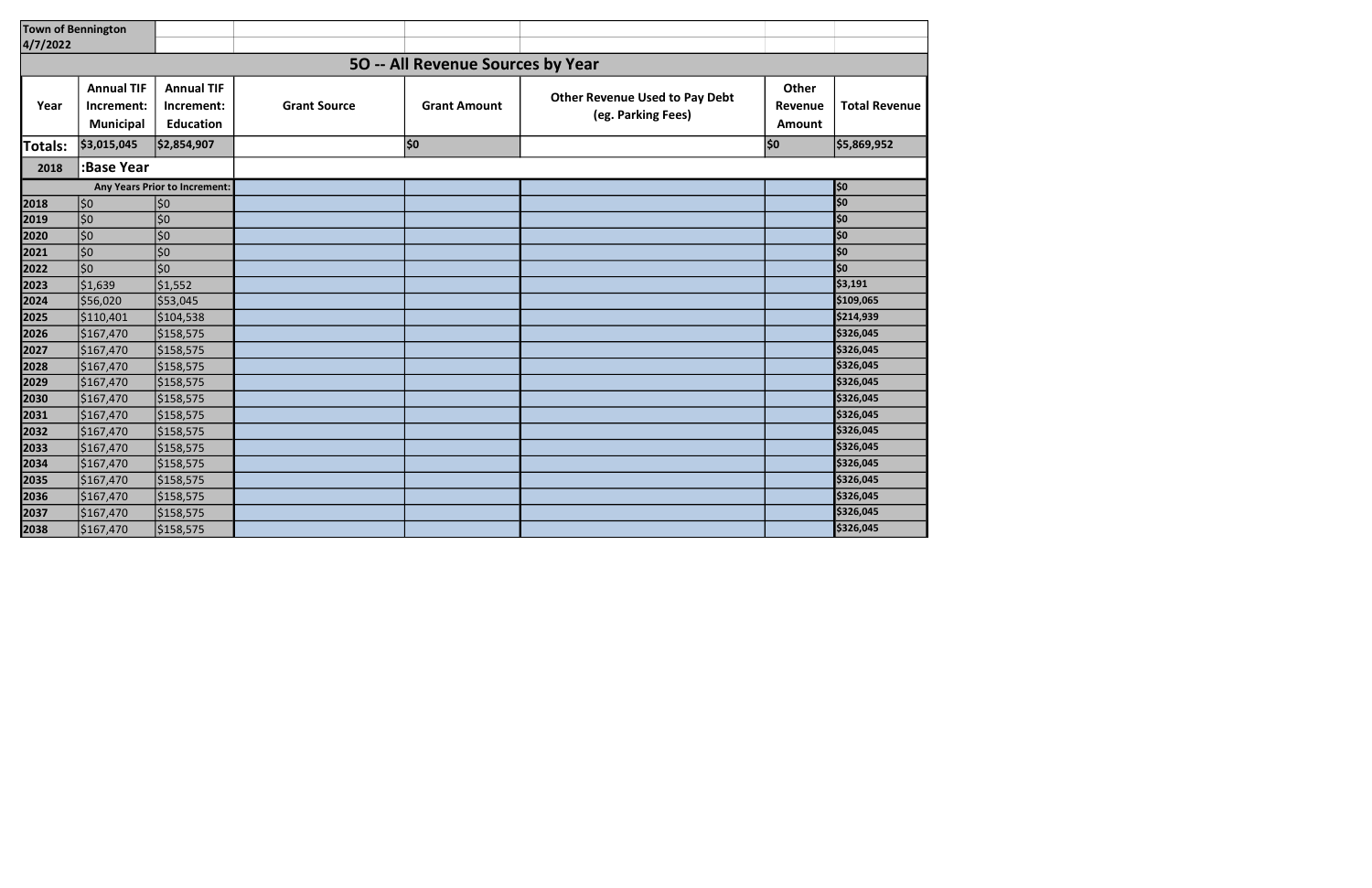Town of Bennington
4/7/2022

## 5O -- All Revenue Sources by Year

| Year | Annual TIF Increment: Municipal | Annual TIF Increment: Education | Grant Source | Grant Amount | Other Revenue Used to Pay Debt (eg. Parking Fees) | Other Revenue Amount | Total Revenue |
|---|---|---|---|---|---|---|---|
| Totals: | $3,015,045 | $2,854,907 | | $0 | | $0 | $5,869,952 |
| 2018 | :Base Year | | | | | | |
| Any Years Prior to Increment: | | | | | | | $0 |
| 2018 | $0 | $0 | | | | | $0 |
| 2019 | $0 | $0 | | | | | $0 |
| 2020 | $0 | $0 | | | | | $0 |
| 2021 | $0 | $0 | | | | | $0 |
| 2022 | $0 | $0 | | | | | $0 |
| 2023 | $1,639 | $1,552 | | | | | $3,191 |
| 2024 | $56,020 | $53,045 | | | | | $109,065 |
| 2025 | $110,401 | $104,538 | | | | | $214,939 |
| 2026 | $167,470 | $158,575 | | | | | $326,045 |
| 2027 | $167,470 | $158,575 | | | | | $326,045 |
| 2028 | $167,470 | $158,575 | | | | | $326,045 |
| 2029 | $167,470 | $158,575 | | | | | $326,045 |
| 2030 | $167,470 | $158,575 | | | | | $326,045 |
| 2031 | $167,470 | $158,575 | | | | | $326,045 |
| 2032 | $167,470 | $158,575 | | | | | $326,045 |
| 2033 | $167,470 | $158,575 | | | | | $326,045 |
| 2034 | $167,470 | $158,575 | | | | | $326,045 |
| 2035 | $167,470 | $158,575 | | | | | $326,045 |
| 2036 | $167,470 | $158,575 | | | | | $326,045 |
| 2037 | $167,470 | $158,575 | | | | | $326,045 |
| 2038 | $167,470 | $158,575 | | | | | $326,045 |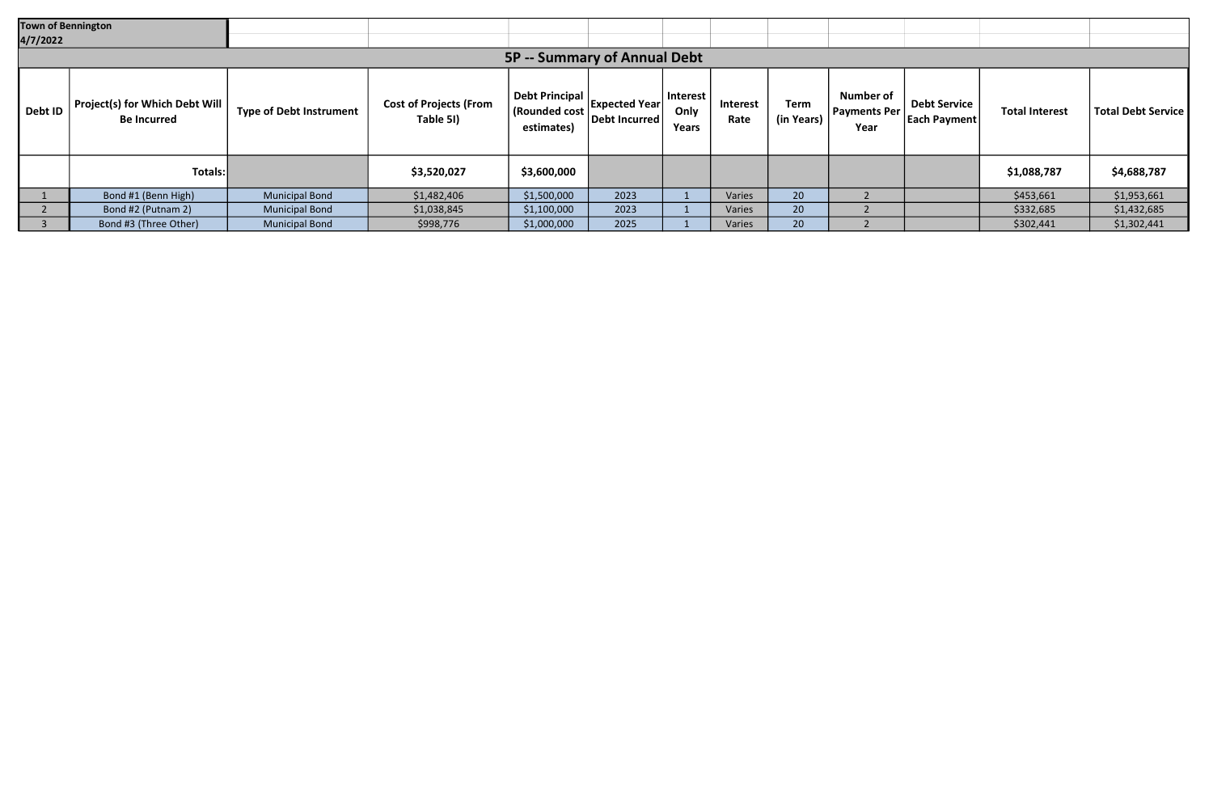Town of Bennington
4/7/2022

## 5P -- Summary of Annual Debt

| Debt ID | Project(s) for Which Debt Will Be Incurred | Type of Debt Instrument | Cost of Projects (From Table 5I) | Debt Principal (Rounded cost estimates) | Expected Year Debt Incurred | Interest Only Years | Interest Rate | Term (in Years) | Number of Payments Per Year | Debt Service Each Payment | Total Interest | Total Debt Service |
|---|---|---|---|---|---|---|---|---|---|---|---|---|
| | **Totals:** | | **$3,520,027** | **$3,600,000** | | | | | | | **$1,088,787** | **$4,688,787** |
| 1 | Bond #1 (Benn High) | Municipal Bond | $1,482,406 | $1,500,000 | 2023 | 1 | Varies | 20 | 2 | | $453,661 | $1,953,661 |
| 2 | Bond #2 (Putnam 2) | Municipal Bond | $1,038,845 | $1,100,000 | 2023 | 1 | Varies | 20 | 2 | | $332,685 | $1,432,685 |
| 3 | Bond #3 (Three Other) | Municipal Bond | $998,776 | $1,000,000 | 2025 | 1 | Varies | 20 | 2 | | $302,441 | $1,302,441 |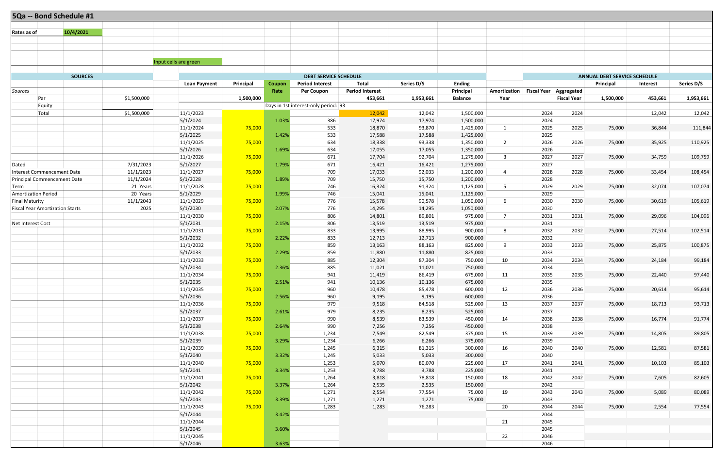## 5Qa -- Bond Schedule #1

**Rates as of** 10/4/2021

Input cells are green

| SOURCES | | | Loan Payment | Principal | Coupon Rate | Period Interest Per Coupon | Total Period Interest | Series D/S | Ending Principal Balance | Amortization Year | Fiscal Year | Aggregated Fiscal Year | Principal | Interest | Series D/S |
|---|---|---|---|---|---|---|---|---|---|---|---|---|---|---|---|
| *Sources* | | | | 1,500,000 | | | 453,661 | 1,953,661 | | | | | 1,500,000 | 453,661 | 1,953,661 |
| | Par | $1,500,000 | | | Days in 1st interest-only period: 93 | | | | | | | | | | |
| | Equity | | 11/1/2023 | | | | 12,042 | 12,042 | 1,500,000 | | 2024 | 2024 | | 12,042 | 12,042 |
| | Total | $1,500,000 | 5/1/2024 | | 1.03% | 386 | 17,974 | 17,974 | 1,500,000 | | 2024 | | | | |
| | | | 11/1/2024 | 75,000 | | 533 | 18,870 | 93,870 | 1,425,000 | 1 | 2025 | 2025 | 75,000 | 36,844 | 111,844 |
| | | | 5/1/2025 | | 1.42% | 533 | 17,588 | 17,588 | 1,425,000 | | 2025 | | | | |
| | | | 11/1/2025 | 75,000 | | 634 | 18,338 | 93,338 | 1,350,000 | 2 | 2026 | 2026 | 75,000 | 35,925 | 110,925 |
| | | | 5/1/2026 | | 1.69% | 634 | 17,055 | 17,055 | 1,350,000 | | 2026 | | | | |
| | | | 11/1/2026 | 75,000 | | 671 | 17,704 | 92,704 | 1,275,000 | 3 | 2027 | 2027 | 75,000 | 34,759 | 109,759 |
| Dated | | 7/31/2023 | 5/1/2027 | | 1.79% | 671 | 16,421 | 16,421 | 1,275,000 | | 2027 | | | | |
| Interest Commencement Date | | 11/1/2023 | 11/1/2027 | 75,000 | | 709 | 17,033 | 92,033 | 1,200,000 | 4 | 2028 | 2028 | 75,000 | 33,454 | 108,454 |
| Principal Commencement Date | | 11/1/2024 | 5/1/2028 | | 1.89% | 709 | 15,750 | 15,750 | 1,200,000 | | 2028 | | | | |
| Term | | 21 Years | 11/1/2028 | 75,000 | | 746 | 16,324 | 91,324 | 1,125,000 | 5 | 2029 | 2029 | 75,000 | 32,074 | 107,074 |
| Amortization Period | | 20 Years | 5/1/2029 | | 1.99% | 746 | 15,041 | 15,041 | 1,125,000 | | 2029 | | | | |
| Final Maturity | | 11/1/2043 | 11/1/2029 | 75,000 | | 776 | 15,578 | 90,578 | 1,050,000 | 6 | 2030 | 2030 | 75,000 | 30,619 | 105,619 |
| Fiscal Year Amortization Starts | | 2025 | 5/1/2030 | | 2.07% | 776 | 14,295 | 14,295 | 1,050,000 | | 2030 | | | | |
| | | | 11/1/2030 | 75,000 | | 806 | 14,801 | 89,801 | 975,000 | 7 | 2031 | 2031 | 75,000 | 29,096 | 104,096 |
| Net Interest Cost | | | 5/1/2031 | | 2.15% | 806 | 13,519 | 13,519 | 975,000 | | 2031 | | | | |
| | | | 11/1/2031 | 75,000 | | 833 | 13,995 | 88,995 | 900,000 | 8 | 2032 | 2032 | 75,000 | 27,514 | 102,514 |
| | | | 5/1/2032 | | 2.22% | 833 | 12,713 | 12,713 | 900,000 | | 2032 | | | | |
| | | | 11/1/2032 | 75,000 | | 859 | 13,163 | 88,163 | 825,000 | 9 | 2033 | 2033 | 75,000 | 25,875 | 100,875 |
| | | | 5/1/2033 | | 2.29% | 859 | 11,880 | 11,880 | 825,000 | | 2033 | | | | |
| | | | 11/1/2033 | 75,000 | | 885 | 12,304 | 87,304 | 750,000 | 10 | 2034 | 2034 | 75,000 | 24,184 | 99,184 |
| | | | 5/1/2034 | | 2.36% | 885 | 11,021 | 11,021 | 750,000 | | 2034 | | | | |
| | | | 11/1/2034 | 75,000 | | 941 | 11,419 | 86,419 | 675,000 | 11 | 2035 | 2035 | 75,000 | 22,440 | 97,440 |
| | | | 5/1/2035 | | 2.51% | 941 | 10,136 | 10,136 | 675,000 | | 2035 | | | | |
| | | | 11/1/2035 | 75,000 | | 960 | 10,478 | 85,478 | 600,000 | 12 | 2036 | 2036 | 75,000 | 20,614 | 95,614 |
| | | | 5/1/2036 | | 2.56% | 960 | 9,195 | 9,195 | 600,000 | | 2036 | | | | |
| | | | 11/1/2036 | 75,000 | | 979 | 9,518 | 84,518 | 525,000 | 13 | 2037 | 2037 | 75,000 | 18,713 | 93,713 |
| | | | 5/1/2037 | | 2.61% | 979 | 8,235 | 8,235 | 525,000 | | 2037 | | | | |
| | | | 11/1/2037 | 75,000 | | 990 | 8,539 | 83,539 | 450,000 | 14 | 2038 | 2038 | 75,000 | 16,774 | 91,774 |
| | | | 5/1/2038 | | 2.64% | 990 | 7,256 | 7,256 | 450,000 | | 2038 | | | | |
| | | | 11/1/2038 | 75,000 | | 1,234 | 7,549 | 82,549 | 375,000 | 15 | 2039 | 2039 | 75,000 | 14,805 | 89,805 |
| | | | 5/1/2039 | | 3.29% | 1,234 | 6,266 | 6,266 | 375,000 | | 2039 | | | | |
| | | | 11/1/2039 | 75,000 | | 1,245 | 6,315 | 81,315 | 300,000 | 16 | 2040 | 2040 | 75,000 | 12,581 | 87,581 |
| | | | 5/1/2040 | | 3.32% | 1,245 | 5,033 | 5,033 | 300,000 | | 2040 | | | | |
| | | | 11/1/2040 | 75,000 | | 1,253 | 5,070 | 80,070 | 225,000 | 17 | 2041 | 2041 | 75,000 | 10,103 | 85,103 |
| | | | 5/1/2041 | | 3.34% | 1,253 | 3,788 | 3,788 | 225,000 | | 2041 | | | | |
| | | | 11/1/2041 | 75,000 | | 1,264 | 3,818 | 78,818 | 150,000 | 18 | 2042 | 2042 | 75,000 | 7,605 | 82,605 |
| | | | 5/1/2042 | | 3.37% | 1,264 | 2,535 | 2,535 | 150,000 | | 2042 | | | | |
| | | | 11/1/2042 | 75,000 | | 1,271 | 2,554 | 77,554 | 75,000 | 19 | 2043 | 2043 | 75,000 | 5,089 | 80,089 |
| | | | 5/1/2043 | | 3.39% | 1,271 | 1,271 | 1,271 | 75,000 | | 2043 | | | | |
| | | | 11/1/2043 | 75,000 | | 1,283 | 1,283 | 76,283 | | 20 | 2044 | 2044 | 75,000 | 2,554 | 77,554 |
| | | | 5/1/2044 | | 3.42% | | | | | | 2044 | | | | |
| | | | 11/1/2044 | | | | | | | 21 | 2045 | | | | |
| | | | 5/1/2045 | | 3.60% | | | | | | 2045 | | | | |
| | | | 11/1/2045 | | | | | | | 22 | 2046 | | | | |
| | | | 5/1/2046 | | 3.63% | | | | | | 2046 | | | | |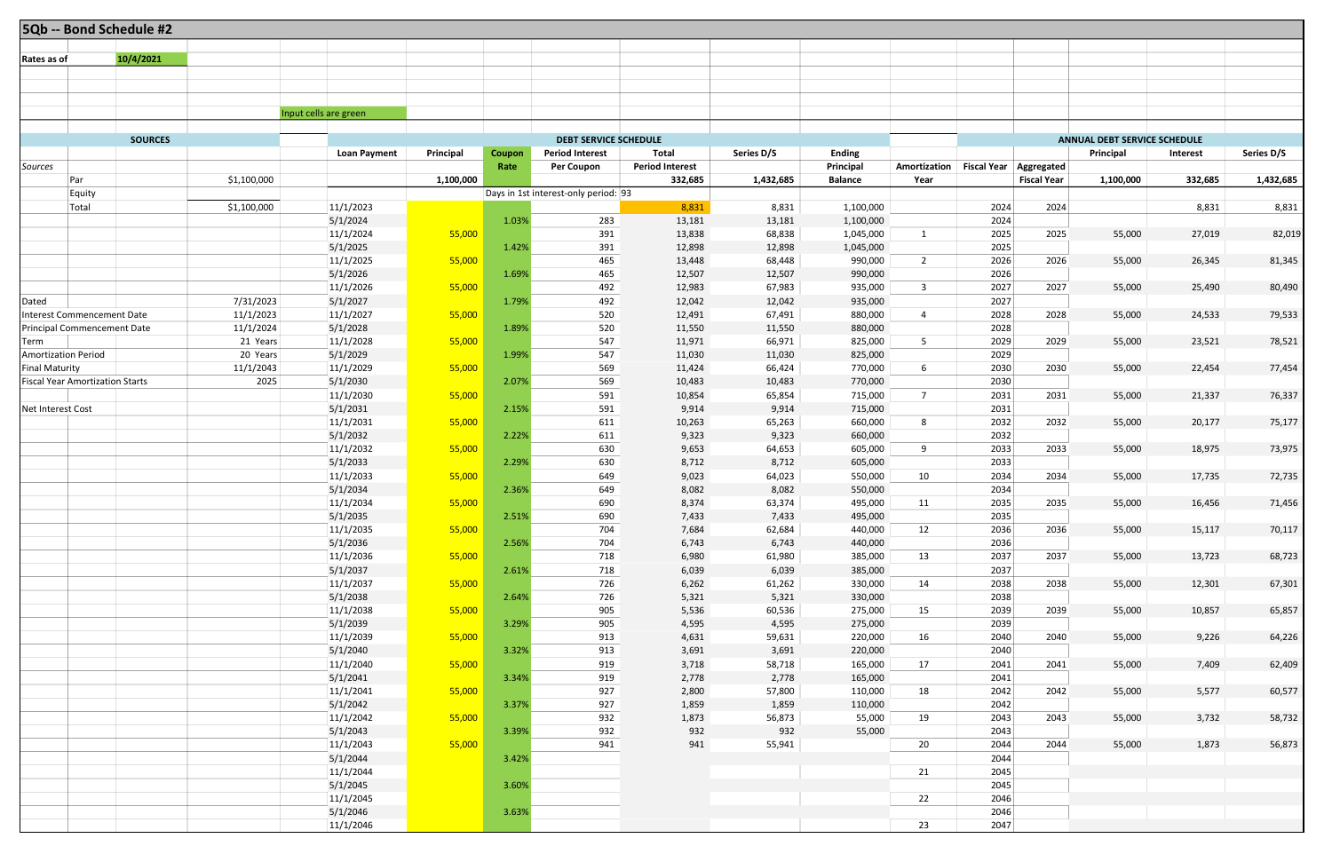## 5Qb -- Bond Schedule #2

**Rates as of** 10/4/2021

Input cells are green

| SOURCES | | | DEBT SERVICE SCHEDULE | | | | | | | | | ANNUAL DEBT SERVICE SCHEDULE | | | |
|---|---|---|---|---|---|---|---|---|---|---|---|---|---|---|---|
| | | | Loan Payment | Principal | Coupon Rate | Period Interest Per Coupon | Total Period Interest | Series D/S | Ending Principal Balance | Amortization Year | Fiscal Year | Aggregated Fiscal Year | Principal | Interest | Series D/S |
| *Sources* | | | | 1,100,000 | | | 332,685 | 1,432,685 | | | | | 1,100,000 | 332,685 | 1,432,685 |
| | Par | $1,100,000 | | | Days in 1st interest-only period: 93 | | | | | | | | | | |
| | Equity | | 11/1/2023 | | | | 8,831 | 8,831 | 1,100,000 | | 2024 | 2024 | | 8,831 | 8,831 |
| | Total | $1,100,000 | 5/1/2024 | | 1.03% | 283 | 13,181 | 13,181 | 1,100,000 | | 2024 | | | | |
| | | | 11/1/2024 | 55,000 | | 391 | 13,838 | 68,838 | 1,045,000 | 1 | 2025 | 2025 | 55,000 | 27,019 | 82,019 |
| | | | 5/1/2025 | | 1.42% | 391 | 12,898 | 12,898 | 1,045,000 | | 2025 | | | | |
| | | | 11/1/2025 | 55,000 | | 465 | 13,448 | 68,448 | 990,000 | 2 | 2026 | 2026 | 55,000 | 26,345 | 81,345 |
| | | | 5/1/2026 | | 1.69% | 465 | 12,507 | 12,507 | 990,000 | | 2026 | | | | |
| | | | 11/1/2026 | 55,000 | | 492 | 12,983 | 67,983 | 935,000 | 3 | 2027 | 2027 | 55,000 | 25,490 | 80,490 |
| Dated | | 7/31/2023 | 5/1/2027 | | 1.79% | 492 | 12,042 | 12,042 | 935,000 | | 2027 | | | | |
| Interest Commencement Date | | 11/1/2023 | 11/1/2027 | 55,000 | | 520 | 12,491 | 67,491 | 880,000 | 4 | 2028 | 2028 | 55,000 | 24,533 | 79,533 |
| Principal Commencement Date | | 11/1/2024 | 5/1/2028 | | 1.89% | 520 | 11,550 | 11,550 | 880,000 | | 2028 | | | | |
| Term | | 21 Years | 11/1/2028 | 55,000 | | 547 | 11,971 | 66,971 | 825,000 | 5 | 2029 | 2029 | 55,000 | 23,521 | 78,521 |
| Amortization Period | | 20 Years | 5/1/2029 | | 1.99% | 547 | 11,030 | 11,030 | 825,000 | | 2029 | | | | |
| Final Maturity | | 11/1/2043 | 11/1/2029 | 55,000 | | 569 | 11,424 | 66,424 | 770,000 | 6 | 2030 | 2030 | 55,000 | 22,454 | 77,454 |
| Fiscal Year Amortization Starts | | 2025 | 5/1/2030 | | 2.07% | 569 | 10,483 | 10,483 | 770,000 | | 2030 | | | | |
| | | | 11/1/2030 | 55,000 | | 591 | 10,854 | 65,854 | 715,000 | 7 | 2031 | 2031 | 55,000 | 21,337 | 76,337 |
| Net Interest Cost | | | 5/1/2031 | | 2.15% | 591 | 9,914 | 9,914 | 715,000 | | 2031 | | | | |
| | | | 11/1/2031 | 55,000 | | 611 | 10,263 | 65,263 | 660,000 | 8 | 2032 | 2032 | 55,000 | 20,177 | 75,177 |
| | | | 5/1/2032 | | 2.22% | 611 | 9,323 | 9,323 | 660,000 | | 2032 | | | | |
| | | | 11/1/2032 | 55,000 | | 630 | 9,653 | 64,653 | 605,000 | 9 | 2033 | 2033 | 55,000 | 18,975 | 73,975 |
| | | | 5/1/2033 | | 2.29% | 630 | 8,712 | 8,712 | 605,000 | | 2033 | | | | |
| | | | 11/1/2033 | 55,000 | | 649 | 9,023 | 64,023 | 550,000 | 10 | 2034 | 2034 | 55,000 | 17,735 | 72,735 |
| | | | 5/1/2034 | | 2.36% | 649 | 8,082 | 8,082 | 550,000 | | 2034 | | | | |
| | | | 11/1/2034 | 55,000 | | 690 | 8,374 | 63,374 | 495,000 | 11 | 2035 | 2035 | 55,000 | 16,456 | 71,456 |
| | | | 5/1/2035 | | 2.51% | 690 | 7,433 | 7,433 | 495,000 | | 2035 | | | | |
| | | | 11/1/2035 | 55,000 | | 704 | 7,684 | 62,684 | 440,000 | 12 | 2036 | 2036 | 55,000 | 15,117 | 70,117 |
| | | | 5/1/2036 | | 2.56% | 704 | 6,743 | 6,743 | 440,000 | | 2036 | | | | |
| | | | 11/1/2036 | 55,000 | | 718 | 6,980 | 61,980 | 385,000 | 13 | 2037 | 2037 | 55,000 | 13,723 | 68,723 |
| | | | 5/1/2037 | | 2.61% | 718 | 6,039 | 6,039 | 385,000 | | 2037 | | | | |
| | | | 11/1/2037 | 55,000 | | 726 | 6,262 | 61,262 | 330,000 | 14 | 2038 | 2038 | 55,000 | 12,301 | 67,301 |
| | | | 5/1/2038 | | 2.64% | 726 | 5,321 | 5,321 | 330,000 | | 2038 | | | | |
| | | | 11/1/2038 | 55,000 | | 905 | 5,536 | 60,536 | 275,000 | 15 | 2039 | 2039 | 55,000 | 10,857 | 65,857 |
| | | | 5/1/2039 | | 3.29% | 905 | 4,595 | 4,595 | 275,000 | | 2039 | | | | |
| | | | 11/1/2039 | 55,000 | | 913 | 4,631 | 59,631 | 220,000 | 16 | 2040 | 2040 | 55,000 | 9,226 | 64,226 |
| | | | 5/1/2040 | | 3.32% | 913 | 3,691 | 3,691 | 220,000 | | 2040 | | | | |
| | | | 11/1/2040 | 55,000 | | 919 | 3,718 | 58,718 | 165,000 | 17 | 2041 | 2041 | 55,000 | 7,409 | 62,409 |
| | | | 5/1/2041 | | 3.34% | 919 | 2,778 | 2,778 | 165,000 | | 2041 | | | | |
| | | | 11/1/2041 | 55,000 | | 927 | 2,800 | 57,800 | 110,000 | 18 | 2042 | 2042 | 55,000 | 5,577 | 60,577 |
| | | | 5/1/2042 | | 3.37% | 927 | 1,859 | 1,859 | 110,000 | | 2042 | | | | |
| | | | 11/1/2042 | 55,000 | | 932 | 1,873 | 56,873 | 55,000 | 19 | 2043 | 2043 | 55,000 | 3,732 | 58,732 |
| | | | 5/1/2043 | | 3.39% | 932 | 932 | 932 | 55,000 | | 2043 | | | | |
| | | | 11/1/2043 | 55,000 | | 941 | 941 | 55,941 | | 20 | 2044 | 2044 | 55,000 | 1,873 | 56,873 |
| | | | 5/1/2044 | | 3.42% | | | | | | 2044 | | | | |
| | | | 11/1/2044 | | | | | | | 21 | 2045 | | | | |
| | | | 5/1/2045 | | 3.60% | | | | | | 2045 | | | | |
| | | | 11/1/2045 | | | | | | | 22 | 2046 | | | | |
| | | | 5/1/2046 | | 3.63% | | | | | | 2046 | | | | |
| | | | 11/1/2046 | | | | | | | 23 | 2047 | | | | |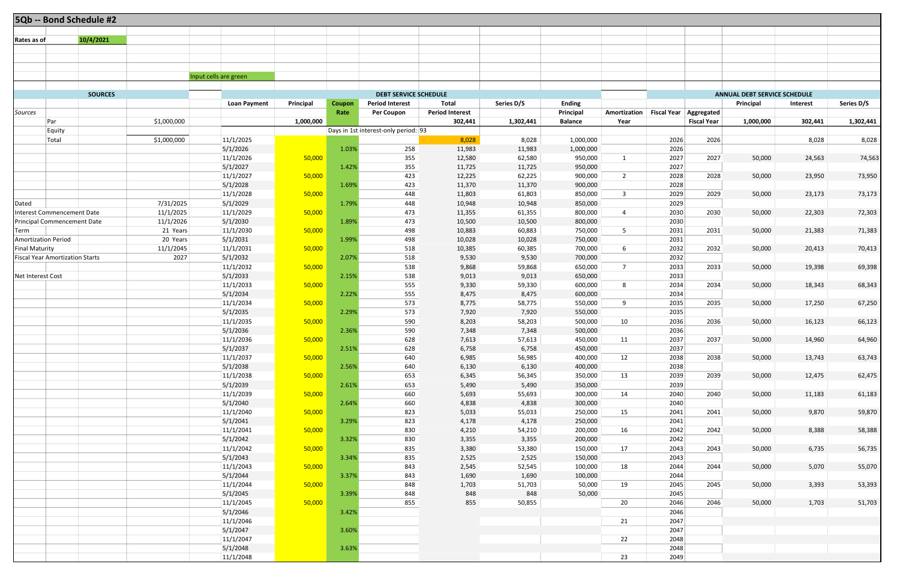# 5Qb -- Bond Schedule #2

**Rates as of** 10/4/2021

Input cells are green

| | | | | | | | | | | | | | | | |
|---|---|---|---|---|---|---|---|---|---|---|---|---|---|---|---|
| **SOURCES** | | | | **DEBT SERVICE SCHEDULE** | | | | | | | | **ANNUAL DEBT SERVICE SCHEDULE** | | | |
| | | | **Loan Payment** | **Principal** | **Coupon Rate** | **Period Interest Per Coupon** | **Total Period Interest** | **Series D/S** | **Ending Principal Balance** | **Amortization Year** | **Fiscal Year** | **Aggregated Fiscal Year** | **Principal** | **Interest** | **Series D/S** |
| *Sources* | | | | | | | | | | | | | | | |
| | Par | $1,000,000 | | 1,000,000 | | | 302,441 | 1,302,441 | | | | | 1,000,000 | 302,441 | 1,302,441 |
| | Equity | | | | Days in 1st interest-only period: 93 | | | | | | | | | | |
| | Total | $1,000,000 | 11/1/2025 | | | | 8,028 | 8,028 | 1,000,000 | | 2026 | 2026 | | 8,028 | 8,028 |
| | | | 5/1/2026 | | 1.03% | 258 | 11,983 | 11,983 | 1,000,000 | | 2026 | | | | |
| | | | 11/1/2026 | 50,000 | | 355 | 12,580 | 62,580 | 950,000 | 1 | 2027 | 2027 | 50,000 | 24,563 | 74,563 |
| | | | 5/1/2027 | | 1.42% | 355 | 11,725 | 11,725 | 950,000 | | 2027 | | | | |
| | | | 11/1/2027 | 50,000 | | 423 | 12,225 | 62,225 | 900,000 | 2 | 2028 | 2028 | 50,000 | 23,950 | 73,950 |
| | | | 5/1/2028 | | 1.69% | 423 | 11,370 | 11,370 | 900,000 | | 2028 | | | | |
| | | | 11/1/2028 | 50,000 | | 448 | 11,803 | 61,803 | 850,000 | 3 | 2029 | 2029 | 50,000 | 23,173 | 73,173 |
| Dated | | 7/31/2025 | 5/1/2029 | | 1.79% | 448 | 10,948 | 10,948 | 850,000 | | 2029 | | | | |
| Interest Commencement Date | | 11/1/2025 | 11/1/2029 | 50,000 | | 473 | 11,355 | 61,355 | 800,000 | 4 | 2030 | 2030 | 50,000 | 22,303 | 72,303 |
| Principal Commencement Date | | 11/1/2026 | 5/1/2030 | | 1.89% | 473 | 10,500 | 10,500 | 800,000 | | 2030 | | | | |
| Term | | 21 Years | 11/1/2030 | 50,000 | | 498 | 10,883 | 60,883 | 750,000 | 5 | 2031 | 2031 | 50,000 | 21,383 | 71,383 |
| Amortization Period | | 20 Years | 5/1/2031 | | 1.99% | 498 | 10,028 | 10,028 | 750,000 | | 2031 | | | | |
| Final Maturity | | 11/1/2045 | 11/1/2031 | 50,000 | | 518 | 10,385 | 60,385 | 700,000 | 6 | 2032 | 2032 | 50,000 | 20,413 | 70,413 |
| Fiscal Year Amortization Starts | | 2027 | 5/1/2032 | | 2.07% | 518 | 9,530 | 9,530 | 700,000 | | 2032 | | | | |
| | | | 11/1/2032 | 50,000 | | 538 | 9,868 | 59,868 | 650,000 | 7 | 2033 | 2033 | 50,000 | 19,398 | 69,398 |
| Net Interest Cost | | | 5/1/2033 | | 2.15% | 538 | 9,013 | 9,013 | 650,000 | | 2033 | | | | |
| | | | 11/1/2033 | 50,000 | | 555 | 9,330 | 59,330 | 600,000 | 8 | 2034 | 2034 | 50,000 | 18,343 | 68,343 |
| | | | 5/1/2034 | | 2.22% | 555 | 8,475 | 8,475 | 600,000 | | 2034 | | | | |
| | | | 11/1/2034 | 50,000 | | 573 | 8,775 | 58,775 | 550,000 | 9 | 2035 | 2035 | 50,000 | 17,250 | 67,250 |
| | | | 5/1/2035 | | 2.29% | 573 | 7,920 | 7,920 | 550,000 | | 2035 | | | | |
| | | | 11/1/2035 | 50,000 | | 590 | 8,203 | 58,203 | 500,000 | 10 | 2036 | 2036 | 50,000 | 16,123 | 66,123 |
| | | | 5/1/2036 | | 2.36% | 590 | 7,348 | 7,348 | 500,000 | | 2036 | | | | |
| | | | 11/1/2036 | 50,000 | | 628 | 7,613 | 57,613 | 450,000 | 11 | 2037 | 2037 | 50,000 | 14,960 | 64,960 |
| | | | 5/1/2037 | | 2.51% | 628 | 6,758 | 6,758 | 450,000 | | 2037 | | | | |
| | | | 11/1/2037 | 50,000 | | 640 | 6,985 | 56,985 | 400,000 | 12 | 2038 | 2038 | 50,000 | 13,743 | 63,743 |
| | | | 5/1/2038 | | 2.56% | 640 | 6,130 | 6,130 | 400,000 | | 2038 | | | | |
| | | | 11/1/2038 | 50,000 | | 653 | 6,345 | 56,345 | 350,000 | 13 | 2039 | 2039 | 50,000 | 12,475 | 62,475 |
| | | | 5/1/2039 | | 2.61% | 653 | 5,490 | 5,490 | 350,000 | | 2039 | | | | |
| | | | 11/1/2039 | 50,000 | | 660 | 5,693 | 55,693 | 300,000 | 14 | 2040 | 2040 | 50,000 | 11,183 | 61,183 |
| | | | 5/1/2040 | | 2.64% | 660 | 4,838 | 4,838 | 300,000 | | 2040 | | | | |
| | | | 11/1/2040 | 50,000 | | 823 | 5,033 | 55,033 | 250,000 | 15 | 2041 | 2041 | 50,000 | 9,870 | 59,870 |
| | | | 5/1/2041 | | 3.29% | 823 | 4,178 | 4,178 | 250,000 | | 2041 | | | | |
| | | | 11/1/2041 | 50,000 | | 830 | 4,210 | 54,210 | 200,000 | 16 | 2042 | 2042 | 50,000 | 8,388 | 58,388 |
| | | | 5/1/2042 | | 3.32% | 830 | 3,355 | 3,355 | 200,000 | | 2042 | | | | |
| | | | 11/1/2042 | 50,000 | | 835 | 3,380 | 53,380 | 150,000 | 17 | 2043 | 2043 | 50,000 | 6,735 | 56,735 |
| | | | 5/1/2043 | | 3.34% | 835 | 2,525 | 2,525 | 150,000 | | 2043 | | | | |
| | | | 11/1/2043 | 50,000 | | 843 | 2,545 | 52,545 | 100,000 | 18 | 2044 | 2044 | 50,000 | 5,070 | 55,070 |
| | | | 5/1/2044 | | 3.37% | 843 | 1,690 | 1,690 | 100,000 | | 2044 | | | | |
| | | | 11/1/2044 | 50,000 | | 848 | 1,703 | 51,703 | 50,000 | 19 | 2045 | 2045 | 50,000 | 3,393 | 53,393 |
| | | | 5/1/2045 | | 3.39% | 848 | 848 | 848 | 50,000 | | 2045 | | | | |
| | | | 11/1/2045 | 50,000 | | 855 | 855 | 50,855 | | 20 | 2046 | 2046 | 50,000 | 1,703 | 51,703 |
| | | | 5/1/2046 | | 3.42% | | | | | | 2046 | | | | |
| | | | 11/1/2046 | | | | | | | 21 | 2047 | | | | |
| | | | 5/1/2047 | | 3.60% | | | | | | 2047 | | | | |
| | | | 11/1/2047 | | | | | | | 22 | 2048 | | | | |
| | | | 5/1/2048 | | 3.63% | | | | | | 2048 | | | | |
| | | | 11/1/2048 | | | | | | | 23 | 2049 | | | | |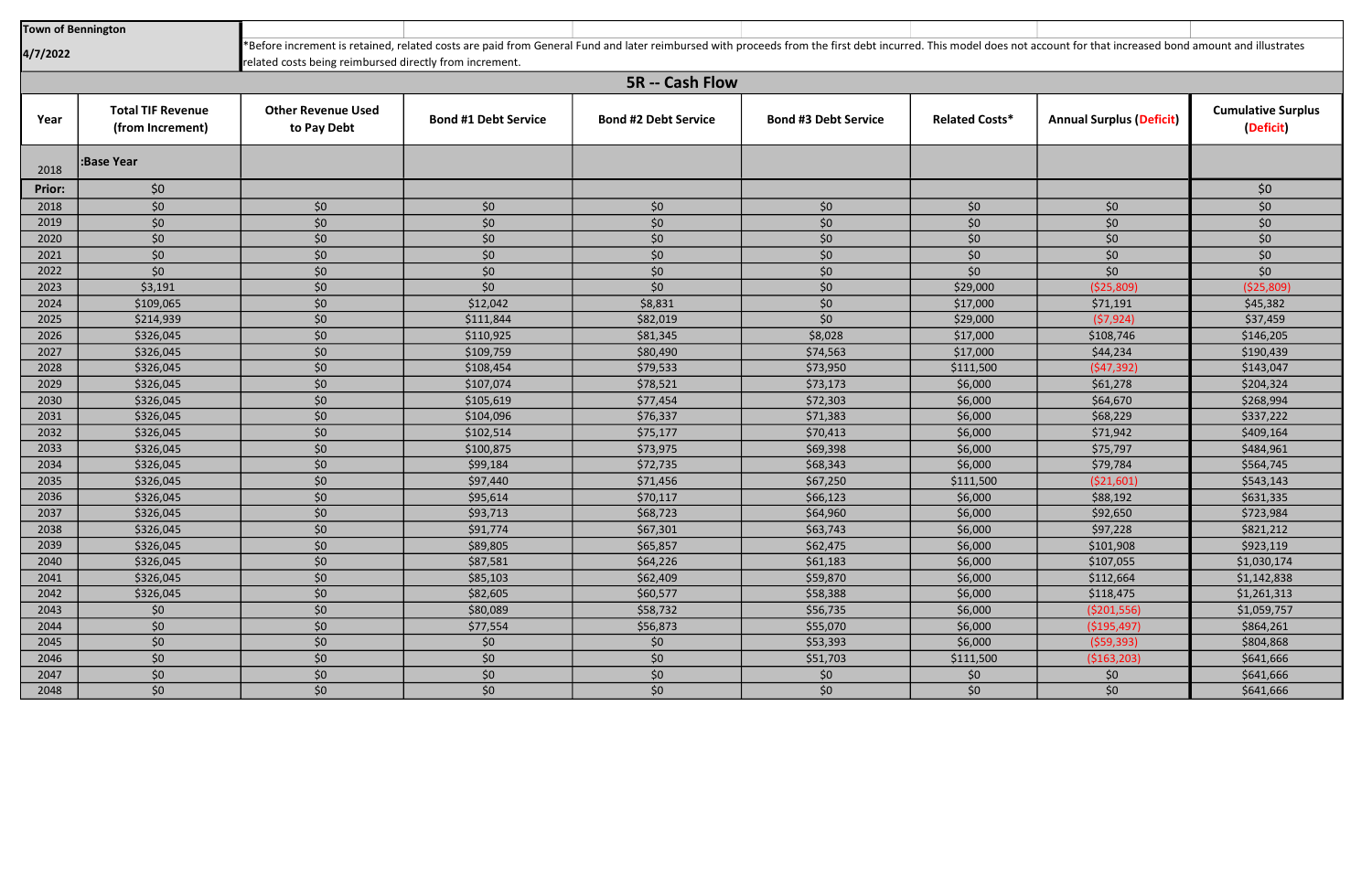**Town of Bennington**

**4/7/2022**

*Before increment is retained, related costs are paid from General Fund and later reimbursed with proceeds from the first debt incurred. This model does not account for that increased bond amount and illustrates related costs being reimbursed directly from increment.

## 5R -- Cash Flow

| Year | Total TIF Revenue (from Increment) | Other Revenue Used to Pay Debt | Bond #1 Debt Service | Bond #2 Debt Service | Bond #3 Debt Service | Related Costs* | Annual Surplus (Deficit) | Cumulative Surplus (Deficit) |
|---|---|---|---|---|---|---|---|---|
| 2018 | :Base Year | | | | | | | |
| Prior: | $0 | | | | | | | $0 |
| 2018 | $0 | $0 | $0 | $0 | $0 | $0 | $0 | $0 |
| 2019 | $0 | $0 | $0 | $0 | $0 | $0 | $0 | $0 |
| 2020 | $0 | $0 | $0 | $0 | $0 | $0 | $0 | $0 |
| 2021 | $0 | $0 | $0 | $0 | $0 | $0 | $0 | $0 |
| 2022 | $0 | $0 | $0 | $0 | $0 | $0 | $0 | $0 |
| 2023 | $3,191 | $0 | $0 | $0 | $0 | $29,000 | ($25,809) | ($25,809) |
| 2024 | $109,065 | $0 | $12,042 | $8,831 | $0 | $17,000 | $71,191 | $45,382 |
| 2025 | $214,939 | $0 | $111,844 | $82,019 | $0 | $29,000 | ($7,924) | $37,459 |
| 2026 | $326,045 | $0 | $110,925 | $81,345 | $8,028 | $17,000 | $108,746 | $146,205 |
| 2027 | $326,045 | $0 | $109,759 | $80,490 | $74,563 | $17,000 | $44,234 | $190,439 |
| 2028 | $326,045 | $0 | $108,454 | $79,533 | $73,950 | $111,500 | ($47,392) | $143,047 |
| 2029 | $326,045 | $0 | $107,074 | $78,521 | $73,173 | $6,000 | $61,278 | $204,324 |
| 2030 | $326,045 | $0 | $105,619 | $77,454 | $72,303 | $6,000 | $64,670 | $268,994 |
| 2031 | $326,045 | $0 | $104,096 | $76,337 | $71,383 | $6,000 | $68,229 | $337,222 |
| 2032 | $326,045 | $0 | $102,514 | $75,177 | $70,413 | $6,000 | $71,942 | $409,164 |
| 2033 | $326,045 | $0 | $100,875 | $73,975 | $69,398 | $6,000 | $75,797 | $484,961 |
| 2034 | $326,045 | $0 | $99,184 | $72,735 | $68,343 | $6,000 | $79,784 | $564,745 |
| 2035 | $326,045 | $0 | $97,440 | $71,456 | $67,250 | $111,500 | ($21,601) | $543,143 |
| 2036 | $326,045 | $0 | $95,614 | $70,117 | $66,123 | $6,000 | $88,192 | $631,335 |
| 2037 | $326,045 | $0 | $93,713 | $68,723 | $64,960 | $6,000 | $92,650 | $723,984 |
| 2038 | $326,045 | $0 | $91,774 | $67,301 | $63,743 | $6,000 | $97,228 | $821,212 |
| 2039 | $326,045 | $0 | $89,805 | $65,857 | $62,475 | $6,000 | $101,908 | $923,119 |
| 2040 | $326,045 | $0 | $87,581 | $64,226 | $61,183 | $6,000 | $107,055 | $1,030,174 |
| 2041 | $326,045 | $0 | $85,103 | $62,409 | $59,870 | $6,000 | $112,664 | $1,142,838 |
| 2042 | $326,045 | $0 | $82,605 | $60,577 | $58,388 | $6,000 | $118,475 | $1,261,313 |
| 2043 | $0 | $0 | $80,089 | $58,732 | $56,735 | $6,000 | ($201,556) | $1,059,757 |
| 2044 | $0 | $0 | $77,554 | $56,873 | $55,070 | $6,000 | ($195,497) | $864,261 |
| 2045 | $0 | $0 | $0 | $0 | $53,393 | $6,000 | ($59,393) | $804,868 |
| 2046 | $0 | $0 | $0 | $0 | $51,703 | $111,500 | ($163,203) | $641,666 |
| 2047 | $0 | $0 | $0 | $0 | $0 | $0 | $0 | $641,666 |
| 2048 | $0 | $0 | $0 | $0 | $0 | $0 | $0 | $641,666 |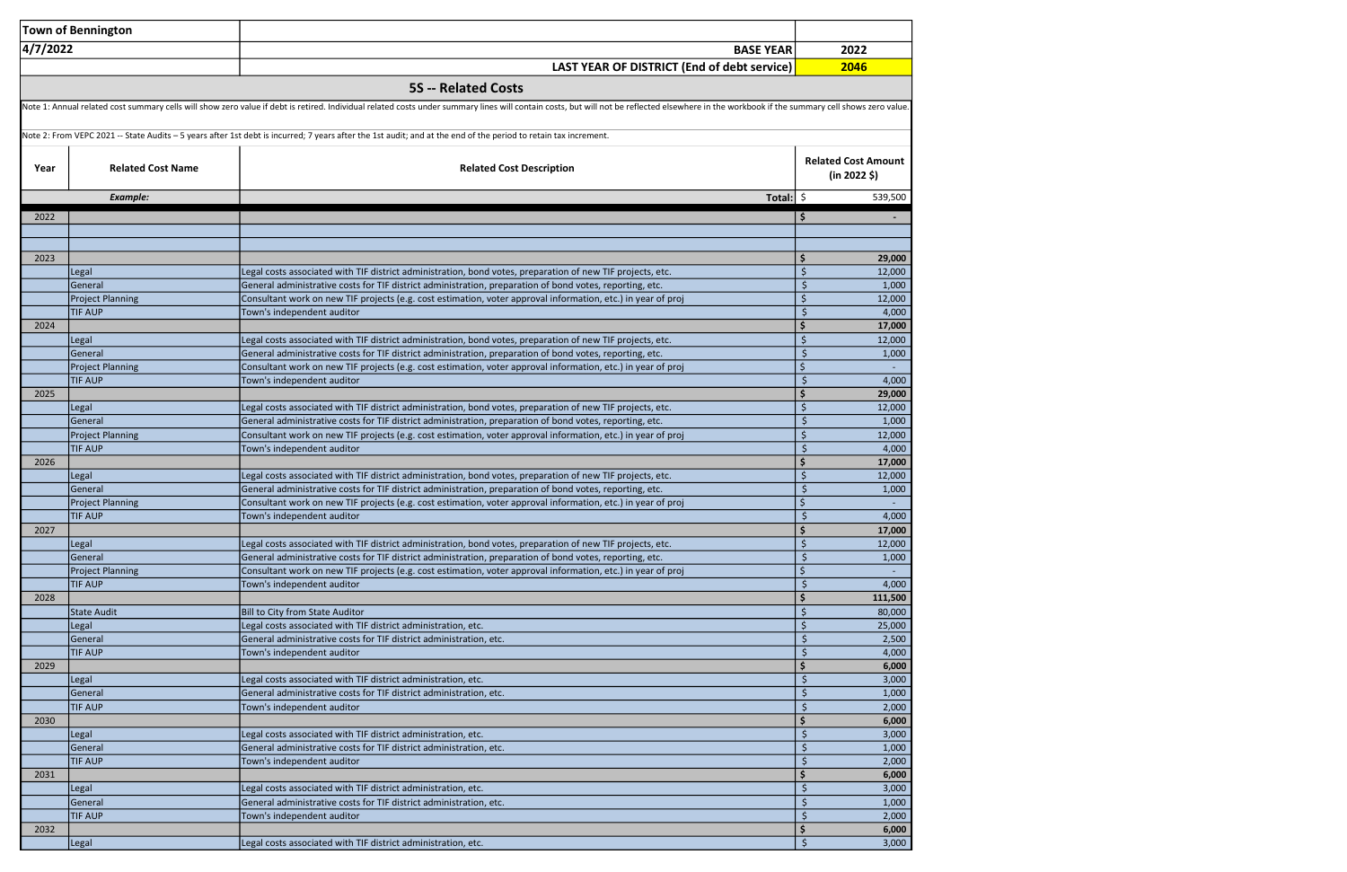| Town of Bennington | | |
|---|---|---|
| 4/7/2022 | **BASE YEAR** | **2022** |
| | **LAST YEAR OF DISTRICT (End of debt service)** | **2046** |

## 5S -- Related Costs

Note 1: Annual related cost summary cells will show zero value if debt is retired. Individual related costs under summary lines will contain costs, but will not be reflected elsewhere in the workbook if the summary cell shows zero value.

Note 2: From VEPC 2021 -- State Audits – 5 years after 1st debt is incurred; 7 years after the 1st audit; and at the end of the period to retain tax increment.

| Year | Related Cost Name | Related Cost Description | Related Cost Amount (in 2022 $) |
|---|---|---|---|
| | *Example:* | **Total:** | $ 539,500 |
| 2022 | | | **$ -** |
| | | | |
| | | | |
| 2023 | | | **$ 29,000** |
| | Legal | Legal costs associated with TIF district administration, bond votes, preparation of new TIF projects, etc. | $ 12,000 |
| | General | General administrative costs for TIF district administration, preparation of bond votes, reporting, etc. | $ 1,000 |
| | Project Planning | Consultant work on new TIF projects (e.g. cost estimation, voter approval information, etc.) in year of proj | $ 12,000 |
| | TIF AUP | Town's independent auditor | $ 4,000 |
| 2024 | | | **$ 17,000** |
| | Legal | Legal costs associated with TIF district administration, bond votes, preparation of new TIF projects, etc. | $ 12,000 |
| | General | General administrative costs for TIF district administration, preparation of bond votes, reporting, etc. | $ 1,000 |
| | Project Planning | Consultant work on new TIF projects (e.g. cost estimation, voter approval information, etc.) in year of proj | $ - |
| | TIF AUP | Town's independent auditor | $ 4,000 |
| 2025 | | | **$ 29,000** |
| | Legal | Legal costs associated with TIF district administration, bond votes, preparation of new TIF projects, etc. | $ 12,000 |
| | General | General administrative costs for TIF district administration, preparation of bond votes, reporting, etc. | $ 1,000 |
| | Project Planning | Consultant work on new TIF projects (e.g. cost estimation, voter approval information, etc.) in year of proj | $ 12,000 |
| | TIF AUP | Town's independent auditor | $ 4,000 |
| 2026 | | | **$ 17,000** |
| | Legal | Legal costs associated with TIF district administration, bond votes, preparation of new TIF projects, etc. | $ 12,000 |
| | General | General administrative costs for TIF district administration, preparation of bond votes, reporting, etc. | $ 1,000 |
| | Project Planning | Consultant work on new TIF projects (e.g. cost estimation, voter approval information, etc.) in year of proj | $ - |
| | TIF AUP | Town's independent auditor | $ 4,000 |
| 2027 | | | **$ 17,000** |
| | Legal | Legal costs associated with TIF district administration, bond votes, preparation of new TIF projects, etc. | $ 12,000 |
| | General | General administrative costs for TIF district administration, preparation of bond votes, reporting, etc. | $ 1,000 |
| | Project Planning | Consultant work on new TIF projects (e.g. cost estimation, voter approval information, etc.) in year of proj | $ - |
| | TIF AUP | Town's independent auditor | $ 4,000 |
| 2028 | | | **$ 111,500** |
| | State Audit | Bill to City from State Auditor | $ 80,000 |
| | Legal | Legal costs associated with TIF district administration, etc. | $ 25,000 |
| | General | General administrative costs for TIF district administration, etc. | $ 2,500 |
| | TIF AUP | Town's independent auditor | $ 4,000 |
| 2029 | | | **$ 6,000** |
| | Legal | Legal costs associated with TIF district administration, etc. | $ 3,000 |
| | General | General administrative costs for TIF district administration, etc. | $ 1,000 |
| | TIF AUP | Town's independent auditor | $ 2,000 |
| 2030 | | | **$ 6,000** |
| | Legal | Legal costs associated with TIF district administration, etc. | $ 3,000 |
| | General | General administrative costs for TIF district administration, etc. | $ 1,000 |
| | TIF AUP | Town's independent auditor | $ 2,000 |
| 2031 | | | **$ 6,000** |
| | Legal | Legal costs associated with TIF district administration, etc. | $ 3,000 |
| | General | General administrative costs for TIF district administration, etc. | $ 1,000 |
| | TIF AUP | Town's independent auditor | $ 2,000 |
| 2032 | | | **$ 6,000** |
| | Legal | Legal costs associated with TIF district administration, etc. | $ 3,000 |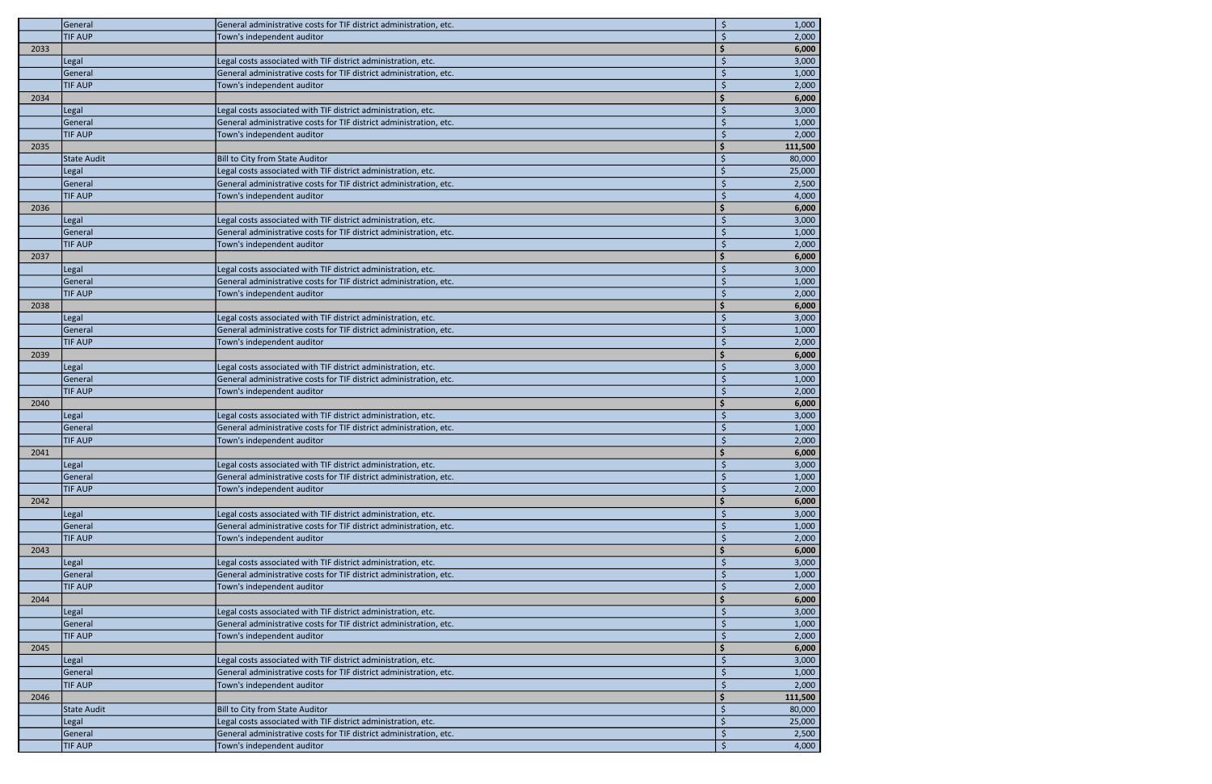| | | | |
|---|---|---|---|
| | General | General administrative costs for TIF district administration, etc. | $ 1,000 |
| | TIF AUP | Town's independent auditor | $ 2,000 |
| 2033 | | | **$ 6,000** |
| | Legal | Legal costs associated with TIF district administration, etc. | $ 3,000 |
| | General | General administrative costs for TIF district administration, etc. | $ 1,000 |
| | TIF AUP | Town's independent auditor | $ 2,000 |
| 2034 | | | **$ 6,000** |
| | Legal | Legal costs associated with TIF district administration, etc. | $ 3,000 |
| | General | General administrative costs for TIF district administration, etc. | $ 1,000 |
| | TIF AUP | Town's independent auditor | $ 2,000 |
| 2035 | | | **$ 111,500** |
| | State Audit | Bill to City from State Auditor | $ 80,000 |
| | Legal | Legal costs associated with TIF district administration, etc. | $ 25,000 |
| | General | General administrative costs for TIF district administration, etc. | $ 2,500 |
| | TIF AUP | Town's independent auditor | $ 4,000 |
| 2036 | | | **$ 6,000** |
| | Legal | Legal costs associated with TIF district administration, etc. | $ 3,000 |
| | General | General administrative costs for TIF district administration, etc. | $ 1,000 |
| | TIF AUP | Town's independent auditor | $ 2,000 |
| 2037 | | | **$ 6,000** |
| | Legal | Legal costs associated with TIF district administration, etc. | $ 3,000 |
| | General | General administrative costs for TIF district administration, etc. | $ 1,000 |
| | TIF AUP | Town's independent auditor | $ 2,000 |
| 2038 | | | **$ 6,000** |
| | Legal | Legal costs associated with TIF district administration, etc. | $ 3,000 |
| | General | General administrative costs for TIF district administration, etc. | $ 1,000 |
| | TIF AUP | Town's independent auditor | $ 2,000 |
| 2039 | | | **$ 6,000** |
| | Legal | Legal costs associated with TIF district administration, etc. | $ 3,000 |
| | General | General administrative costs for TIF district administration, etc. | $ 1,000 |
| | TIF AUP | Town's independent auditor | $ 2,000 |
| 2040 | | | **$ 6,000** |
| | Legal | Legal costs associated with TIF district administration, etc. | $ 3,000 |
| | General | General administrative costs for TIF district administration, etc. | $ 1,000 |
| | TIF AUP | Town's independent auditor | $ 2,000 |
| 2041 | | | **$ 6,000** |
| | Legal | Legal costs associated with TIF district administration, etc. | $ 3,000 |
| | General | General administrative costs for TIF district administration, etc. | $ 1,000 |
| | TIF AUP | Town's independent auditor | $ 2,000 |
| 2042 | | | **$ 6,000** |
| | Legal | Legal costs associated with TIF district administration, etc. | $ 3,000 |
| | General | General administrative costs for TIF district administration, etc. | $ 1,000 |
| | TIF AUP | Town's independent auditor | $ 2,000 |
| 2043 | | | **$ 6,000** |
| | Legal | Legal costs associated with TIF district administration, etc. | $ 3,000 |
| | General | General administrative costs for TIF district administration, etc. | $ 1,000 |
| | TIF AUP | Town's independent auditor | $ 2,000 |
| 2044 | | | **$ 6,000** |
| | Legal | Legal costs associated with TIF district administration, etc. | $ 3,000 |
| | General | General administrative costs for TIF district administration, etc. | $ 1,000 |
| | TIF AUP | Town's independent auditor | $ 2,000 |
| 2045 | | | **$ 6,000** |
| | Legal | Legal costs associated with TIF district administration, etc. | $ 3,000 |
| | General | General administrative costs for TIF district administration, etc. | $ 1,000 |
| | TIF AUP | Town's independent auditor | $ 2,000 |
| 2046 | | | **$ 111,500** |
| | State Audit | Bill to City from State Auditor | $ 80,000 |
| | Legal | Legal costs associated with TIF district administration, etc. | $ 25,000 |
| | General | General administrative costs for TIF district administration, etc. | $ 2,500 |
| | TIF AUP | Town's independent auditor | $ 4,000 |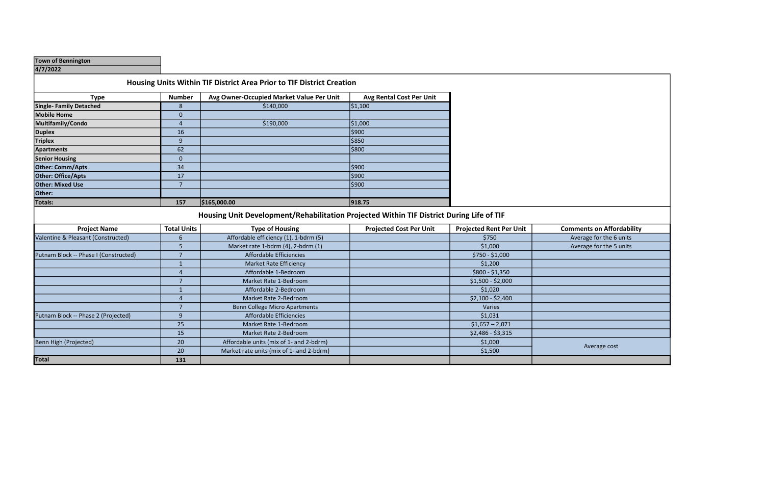**Town of Bennington**
**4/7/2022**

## Housing Units Within TIF District Area Prior to TIF District Creation

| Type | Number | Avg Owner-Occupied Market Value Per Unit | Avg Rental Cost Per Unit |
|---|---|---|---|
| **Single- Family Detached** | 8 | $140,000 | $1,100 |
| **Mobile Home** | 0 | | |
| **Multifamily/Condo** | 4 | $190,000 | $1,000 |
| **Duplex** | 16 | | $900 |
| **Triplex** | 9 | | $850 |
| **Apartments** | 62 | | $800 |
| **Senior Housing** | 0 | | |
| **Other: Comm/Apts** | 34 | | $900 |
| **Other: Office/Apts** | 17 | | $900 |
| **Other: Mixed Use** | 7 | | $900 |
| **Other:** | | | |
| **Totals:** | **157** | $165,000.00 | 918.75 |

## Housing Unit Development/Rehabilitation Projected Within TIF District During Life of TIF

| Project Name | Total Units | Type of Housing | Projected Cost Per Unit | Projected Rent Per Unit | Comments on Affordability |
|---|---|---|---|---|---|
| Valentine & Pleasant (Constructed) | 6 | Affordable efficiency (1), 1-bdrm (5) | | $750 | Average for the 6 units |
| | 5 | Market rate 1-bdrm (4), 2-bdrm (1) | | $1,000 | Average for the 5 units |
| Putnam Block -- Phase I (Constructed) | 7 | Affordable Efficiencies | | $750 - $1,000 | |
| | 1 | Market Rate Efficiency | | $1,200 | |
| | 4 | Affordable 1-Bedroom | | $800 - $1,350 | |
| | 7 | Market Rate 1-Bedroom | | $1,500 - $2,000 | |
| | 1 | Affordable 2-Bedroom | | $1,020 | |
| | 4 | Market Rate 2-Bedroom | | $2,100 - $2,400 | |
| | 7 | Benn College Micro Apartments | | Varies | |
| Putnam Block -- Phase 2 (Projected) | 9 | Affordable Efficiencies | | $1,031 | |
| | 25 | Market Rate 1-Bedroom | | $1,657 – 2,071 | |
| | 15 | Market Rate 2-Bedroom | | $2,486 - $3,315 | |
| Benn High (Projected) | 20 | Affordable units (mix of 1- and 2-bdrm) | | $1,000 | Average cost |
| | 20 | Market rate units (mix of 1- and 2-bdrm) | | $1,500 | |
| **Total** | **131** | | | | |